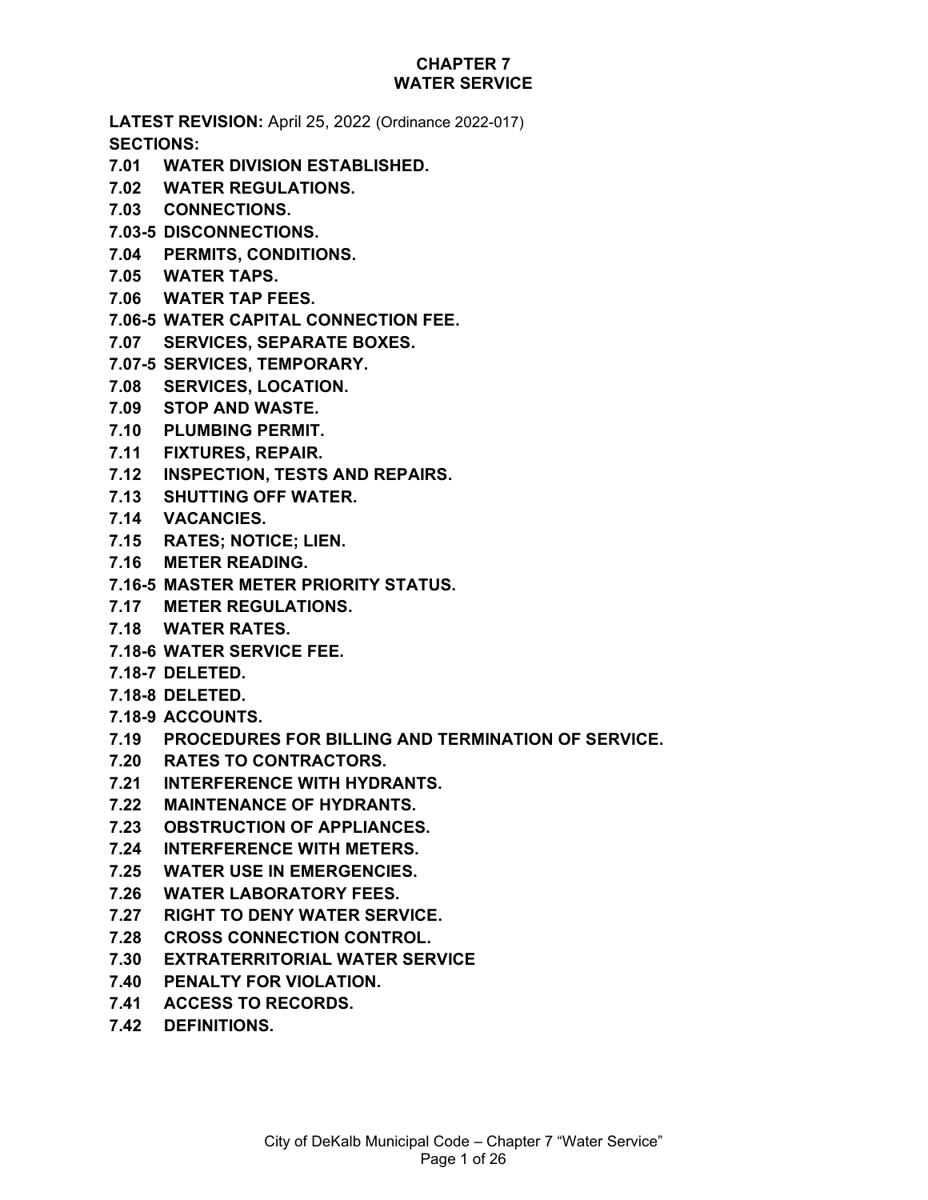# CHAPTER 7
# WATER SERVICE

**LATEST REVISION:** April 25, 2022 (Ordinance 2022-017)

**SECTIONS:**

**7.01 WATER DIVISION ESTABLISHED.**
**7.02 WATER REGULATIONS.**
**7.03 CONNECTIONS.**
**7.03-5 DISCONNECTIONS.**
**7.04 PERMITS, CONDITIONS.**
**7.05 WATER TAPS.**
**7.06 WATER TAP FEES.**
**7.06-5 WATER CAPITAL CONNECTION FEE.**
**7.07 SERVICES, SEPARATE BOXES.**
**7.07-5 SERVICES, TEMPORARY.**
**7.08 SERVICES, LOCATION.**
**7.09 STOP AND WASTE.**
**7.10 PLUMBING PERMIT.**
**7.11 FIXTURES, REPAIR.**
**7.12 INSPECTION, TESTS AND REPAIRS.**
**7.13 SHUTTING OFF WATER.**
**7.14 VACANCIES.**
**7.15 RATES; NOTICE; LIEN.**
**7.16 METER READING.**
**7.16-5 MASTER METER PRIORITY STATUS.**
**7.17 METER REGULATIONS.**
**7.18 WATER RATES.**
**7.18-6 WATER SERVICE FEE.**
**7.18-7 DELETED.**
**7.18-8 DELETED.**
**7.18-9 ACCOUNTS.**
**7.19 PROCEDURES FOR BILLING AND TERMINATION OF SERVICE.**
**7.20 RATES TO CONTRACTORS.**
**7.21 INTERFERENCE WITH HYDRANTS.**
**7.22 MAINTENANCE OF HYDRANTS.**
**7.23 OBSTRUCTION OF APPLIANCES.**
**7.24 INTERFERENCE WITH METERS.**
**7.25 WATER USE IN EMERGENCIES.**
**7.26 WATER LABORATORY FEES.**
**7.27 RIGHT TO DENY WATER SERVICE.**
**7.28 CROSS CONNECTION CONTROL.**
**7.30 EXTRATERRITORIAL WATER SERVICE**
**7.40 PENALTY FOR VIOLATION.**
**7.41 ACCESS TO RECORDS.**
**7.42 DEFINITIONS.**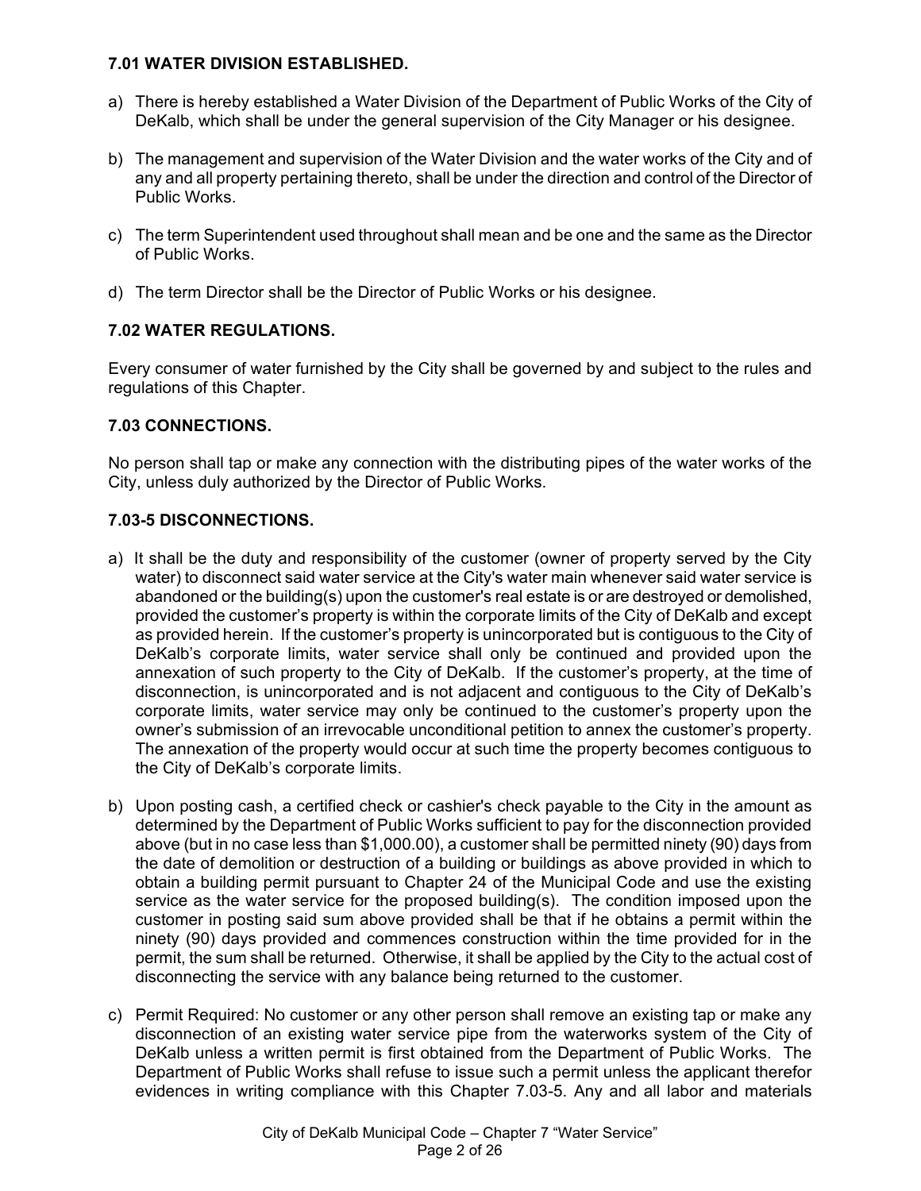### 7.01 WATER DIVISION ESTABLISHED.

a) There is hereby established a Water Division of the Department of Public Works of the City of DeKalb, which shall be under the general supervision of the City Manager or his designee.

b) The management and supervision of the Water Division and the water works of the City and of any and all property pertaining thereto, shall be under the direction and control of the Director of Public Works.

c) The term Superintendent used throughout shall mean and be one and the same as the Director of Public Works.

d) The term Director shall be the Director of Public Works or his designee.

### 7.02 WATER REGULATIONS.

Every consumer of water furnished by the City shall be governed by and subject to the rules and regulations of this Chapter.

### 7.03 CONNECTIONS.

No person shall tap or make any connection with the distributing pipes of the water works of the City, unless duly authorized by the Director of Public Works.

### 7.03-5 DISCONNECTIONS.

a) It shall be the duty and responsibility of the customer (owner of property served by the City water) to disconnect said water service at the City's water main whenever said water service is abandoned or the building(s) upon the customer's real estate is or are destroyed or demolished, provided the customer's property is within the corporate limits of the City of DeKalb and except as provided herein. If the customer's property is unincorporated but is contiguous to the City of DeKalb's corporate limits, water service shall only be continued and provided upon the annexation of such property to the City of DeKalb. If the customer's property, at the time of disconnection, is unincorporated and is not adjacent and contiguous to the City of DeKalb's corporate limits, water service may only be continued to the customer's property upon the owner's submission of an irrevocable unconditional petition to annex the customer's property. The annexation of the property would occur at such time the property becomes contiguous to the City of DeKalb's corporate limits.

b) Upon posting cash, a certified check or cashier's check payable to the City in the amount as determined by the Department of Public Works sufficient to pay for the disconnection provided above (but in no case less than $1,000.00), a customer shall be permitted ninety (90) days from the date of demolition or destruction of a building or buildings as above provided in which to obtain a building permit pursuant to Chapter 24 of the Municipal Code and use the existing service as the water service for the proposed building(s). The condition imposed upon the customer in posting said sum above provided shall be that if he obtains a permit within the ninety (90) days provided and commences construction within the time provided for in the permit, the sum shall be returned. Otherwise, it shall be applied by the City to the actual cost of disconnecting the service with any balance being returned to the customer.

c) Permit Required: No customer or any other person shall remove an existing tap or make any disconnection of an existing water service pipe from the waterworks system of the City of DeKalb unless a written permit is first obtained from the Department of Public Works. The Department of Public Works shall refuse to issue such a permit unless the applicant therefor evidences in writing compliance with this Chapter 7.03-5. Any and all labor and materials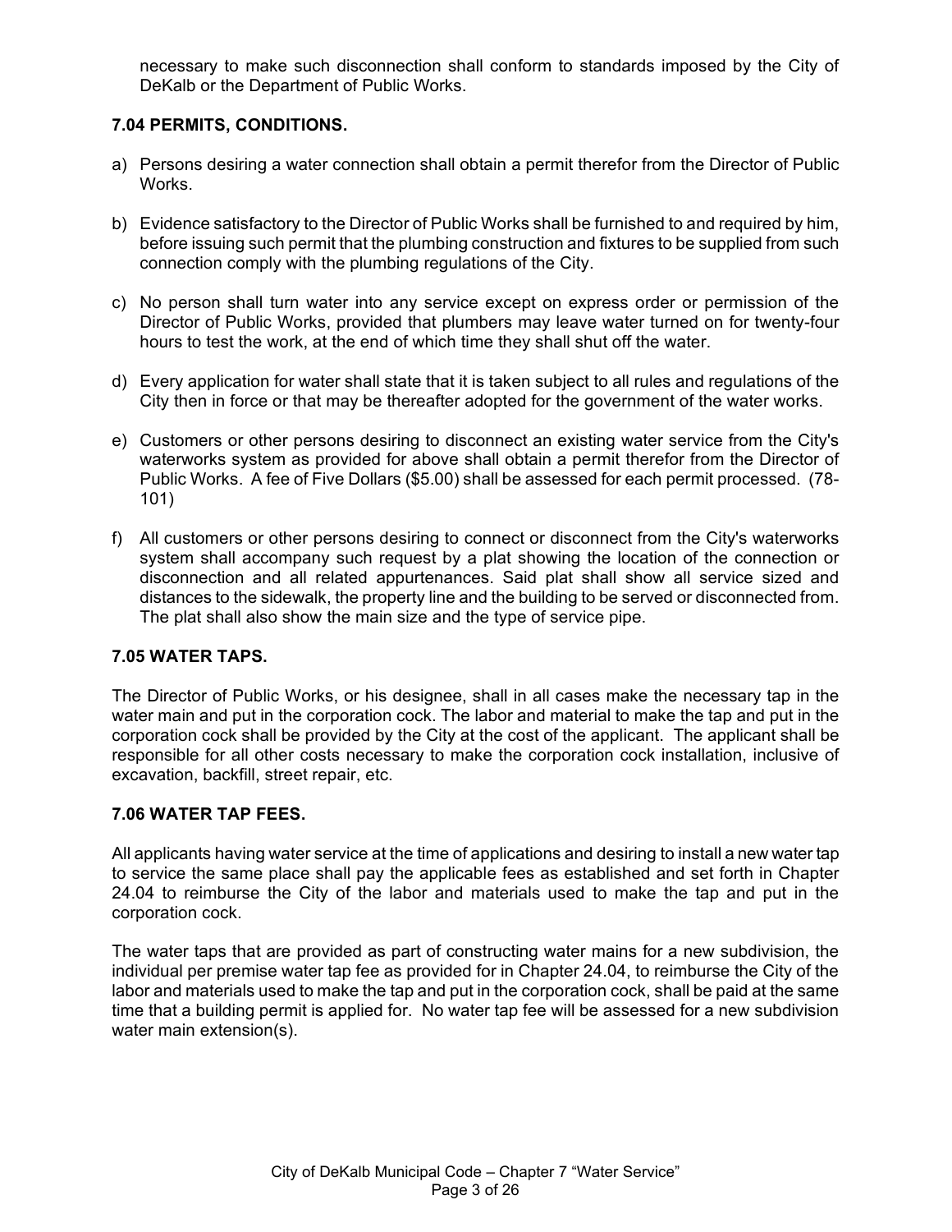necessary to make such disconnection shall conform to standards imposed by the City of DeKalb or the Department of Public Works.

### 7.04 PERMITS, CONDITIONS.

a) Persons desiring a water connection shall obtain a permit therefor from the Director of Public Works.

b) Evidence satisfactory to the Director of Public Works shall be furnished to and required by him, before issuing such permit that the plumbing construction and fixtures to be supplied from such connection comply with the plumbing regulations of the City.

c) No person shall turn water into any service except on express order or permission of the Director of Public Works, provided that plumbers may leave water turned on for twenty-four hours to test the work, at the end of which time they shall shut off the water.

d) Every application for water shall state that it is taken subject to all rules and regulations of the City then in force or that may be thereafter adopted for the government of the water works.

e) Customers or other persons desiring to disconnect an existing water service from the City's waterworks system as provided for above shall obtain a permit therefor from the Director of Public Works. A fee of Five Dollars ($5.00) shall be assessed for each permit processed. (78-101)

f) All customers or other persons desiring to connect or disconnect from the City's waterworks system shall accompany such request by a plat showing the location of the connection or disconnection and all related appurtenances. Said plat shall show all service sized and distances to the sidewalk, the property line and the building to be served or disconnected from. The plat shall also show the main size and the type of service pipe.

### 7.05 WATER TAPS.

The Director of Public Works, or his designee, shall in all cases make the necessary tap in the water main and put in the corporation cock. The labor and material to make the tap and put in the corporation cock shall be provided by the City at the cost of the applicant. The applicant shall be responsible for all other costs necessary to make the corporation cock installation, inclusive of excavation, backfill, street repair, etc.

### 7.06 WATER TAP FEES.

All applicants having water service at the time of applications and desiring to install a new water tap to service the same place shall pay the applicable fees as established and set forth in Chapter 24.04 to reimburse the City of the labor and materials used to make the tap and put in the corporation cock.

The water taps that are provided as part of constructing water mains for a new subdivision, the individual per premise water tap fee as provided for in Chapter 24.04, to reimburse the City of the labor and materials used to make the tap and put in the corporation cock, shall be paid at the same time that a building permit is applied for. No water tap fee will be assessed for a new subdivision water main extension(s).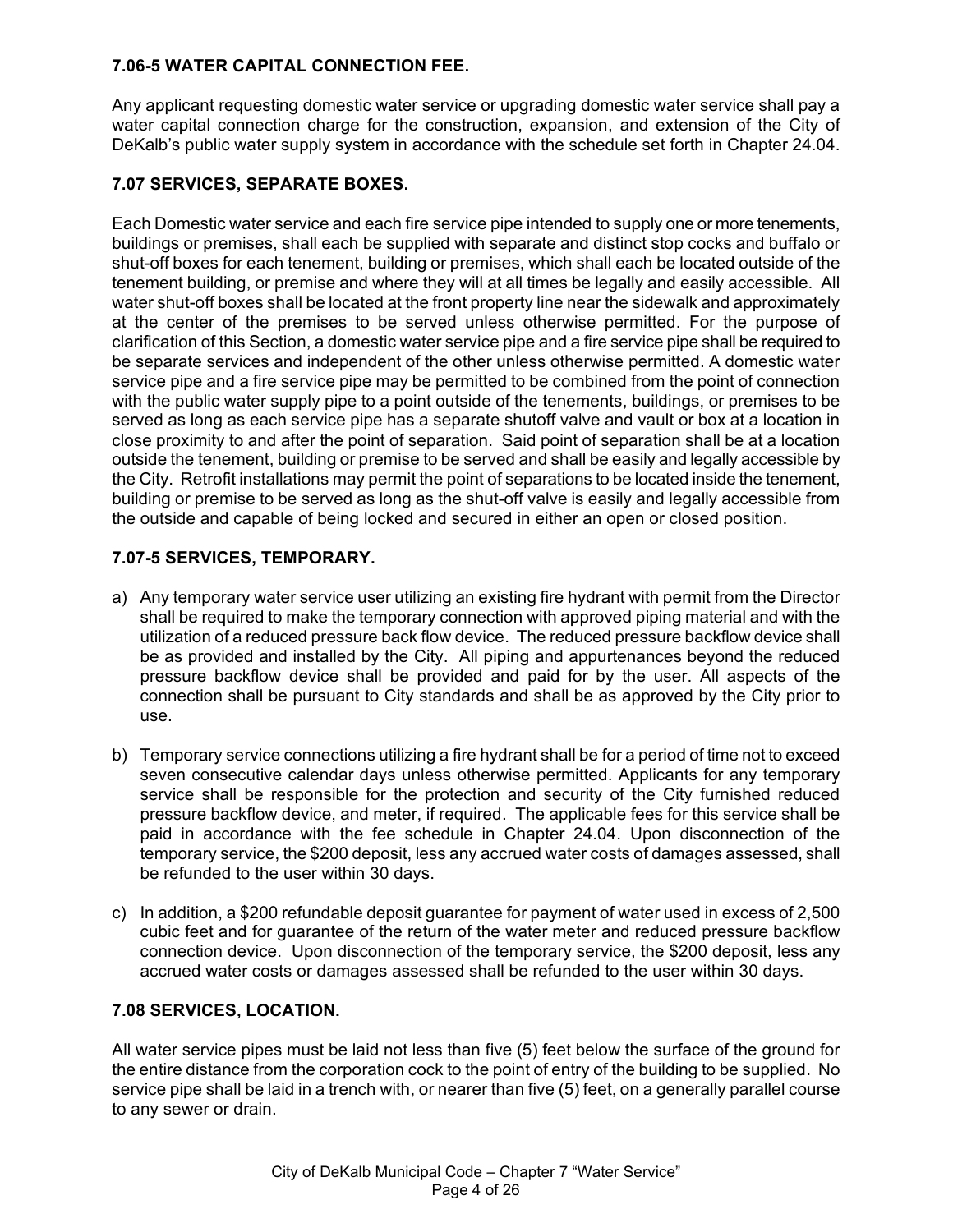### 7.06-5 WATER CAPITAL CONNECTION FEE.

Any applicant requesting domestic water service or upgrading domestic water service shall pay a water capital connection charge for the construction, expansion, and extension of the City of DeKalb's public water supply system in accordance with the schedule set forth in Chapter 24.04.

### 7.07 SERVICES, SEPARATE BOXES.

Each Domestic water service and each fire service pipe intended to supply one or more tenements, buildings or premises, shall each be supplied with separate and distinct stop cocks and buffalo or shut-off boxes for each tenement, building or premises, which shall each be located outside of the tenement building, or premise and where they will at all times be legally and easily accessible. All water shut-off boxes shall be located at the front property line near the sidewalk and approximately at the center of the premises to be served unless otherwise permitted. For the purpose of clarification of this Section, a domestic water service pipe and a fire service pipe shall be required to be separate services and independent of the other unless otherwise permitted. A domestic water service pipe and a fire service pipe may be permitted to be combined from the point of connection with the public water supply pipe to a point outside of the tenements, buildings, or premises to be served as long as each service pipe has a separate shutoff valve and vault or box at a location in close proximity to and after the point of separation. Said point of separation shall be at a location outside the tenement, building or premise to be served and shall be easily and legally accessible by the City. Retrofit installations may permit the point of separations to be located inside the tenement, building or premise to be served as long as the shut-off valve is easily and legally accessible from the outside and capable of being locked and secured in either an open or closed position.

### 7.07-5 SERVICES, TEMPORARY.

a) Any temporary water service user utilizing an existing fire hydrant with permit from the Director shall be required to make the temporary connection with approved piping material and with the utilization of a reduced pressure back flow device. The reduced pressure backflow device shall be as provided and installed by the City. All piping and appurtenances beyond the reduced pressure backflow device shall be provided and paid for by the user. All aspects of the connection shall be pursuant to City standards and shall be as approved by the City prior to use.

b) Temporary service connections utilizing a fire hydrant shall be for a period of time not to exceed seven consecutive calendar days unless otherwise permitted. Applicants for any temporary service shall be responsible for the protection and security of the City furnished reduced pressure backflow device, and meter, if required. The applicable fees for this service shall be paid in accordance with the fee schedule in Chapter 24.04. Upon disconnection of the temporary service, the $200 deposit, less any accrued water costs of damages assessed, shall be refunded to the user within 30 days.

c) In addition, a $200 refundable deposit guarantee for payment of water used in excess of 2,500 cubic feet and for guarantee of the return of the water meter and reduced pressure backflow connection device. Upon disconnection of the temporary service, the $200 deposit, less any accrued water costs or damages assessed shall be refunded to the user within 30 days.

### 7.08 SERVICES, LOCATION.

All water service pipes must be laid not less than five (5) feet below the surface of the ground for the entire distance from the corporation cock to the point of entry of the building to be supplied. No service pipe shall be laid in a trench with, or nearer than five (5) feet, on a generally parallel course to any sewer or drain.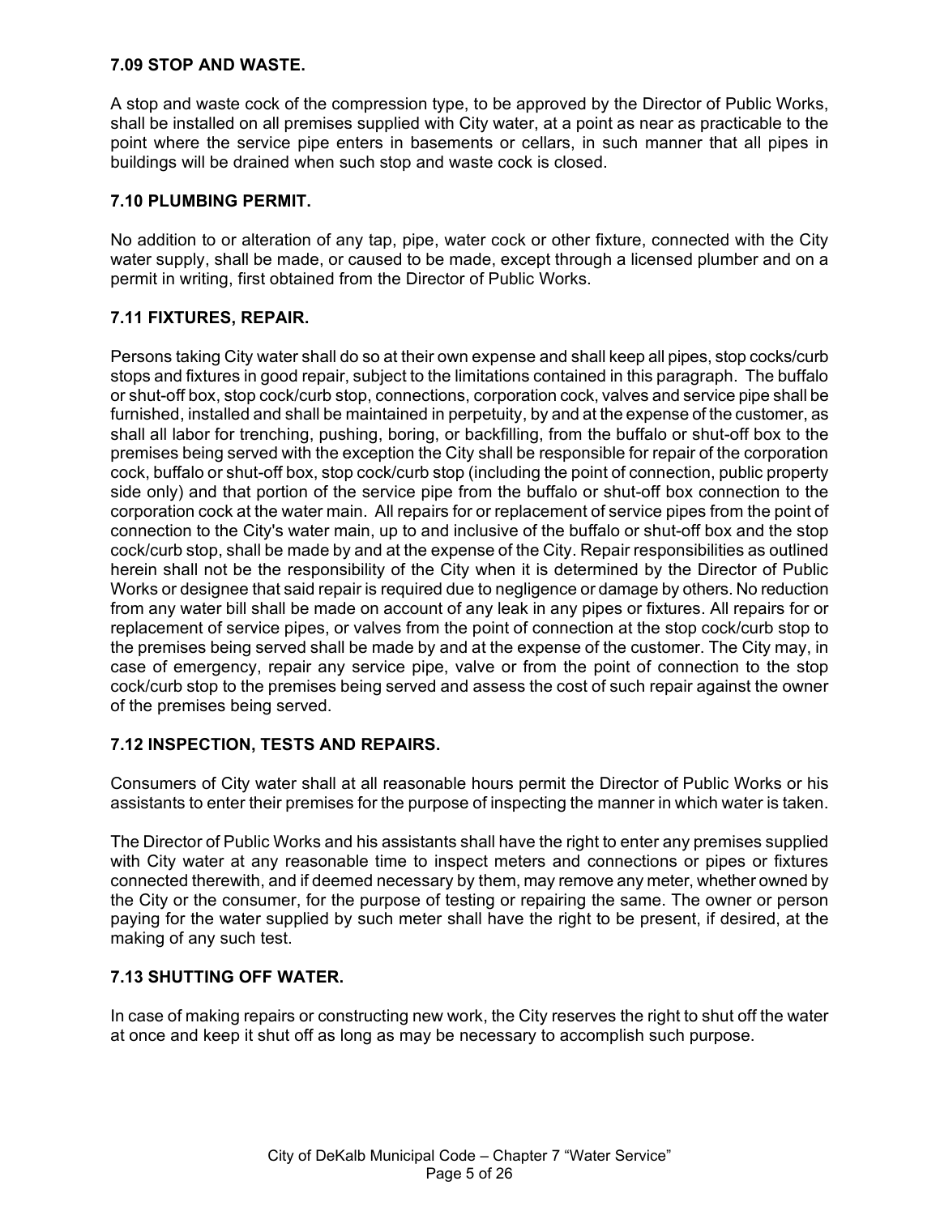### 7.09 STOP AND WASTE.

A stop and waste cock of the compression type, to be approved by the Director of Public Works, shall be installed on all premises supplied with City water, at a point as near as practicable to the point where the service pipe enters in basements or cellars, in such manner that all pipes in buildings will be drained when such stop and waste cock is closed.

### 7.10 PLUMBING PERMIT.

No addition to or alteration of any tap, pipe, water cock or other fixture, connected with the City water supply, shall be made, or caused to be made, except through a licensed plumber and on a permit in writing, first obtained from the Director of Public Works.

### 7.11 FIXTURES, REPAIR.

Persons taking City water shall do so at their own expense and shall keep all pipes, stop cocks/curb stops and fixtures in good repair, subject to the limitations contained in this paragraph. The buffalo or shut-off box, stop cock/curb stop, connections, corporation cock, valves and service pipe shall be furnished, installed and shall be maintained in perpetuity, by and at the expense of the customer, as shall all labor for trenching, pushing, boring, or backfilling, from the buffalo or shut-off box to the premises being served with the exception the City shall be responsible for repair of the corporation cock, buffalo or shut-off box, stop cock/curb stop (including the point of connection, public property side only) and that portion of the service pipe from the buffalo or shut-off box connection to the corporation cock at the water main. All repairs for or replacement of service pipes from the point of connection to the City's water main, up to and inclusive of the buffalo or shut-off box and the stop cock/curb stop, shall be made by and at the expense of the City. Repair responsibilities as outlined herein shall not be the responsibility of the City when it is determined by the Director of Public Works or designee that said repair is required due to negligence or damage by others. No reduction from any water bill shall be made on account of any leak in any pipes or fixtures. All repairs for or replacement of service pipes, or valves from the point of connection at the stop cock/curb stop to the premises being served shall be made by and at the expense of the customer. The City may, in case of emergency, repair any service pipe, valve or from the point of connection to the stop cock/curb stop to the premises being served and assess the cost of such repair against the owner of the premises being served.

### 7.12 INSPECTION, TESTS AND REPAIRS.

Consumers of City water shall at all reasonable hours permit the Director of Public Works or his assistants to enter their premises for the purpose of inspecting the manner in which water is taken.

The Director of Public Works and his assistants shall have the right to enter any premises supplied with City water at any reasonable time to inspect meters and connections or pipes or fixtures connected therewith, and if deemed necessary by them, may remove any meter, whether owned by the City or the consumer, for the purpose of testing or repairing the same. The owner or person paying for the water supplied by such meter shall have the right to be present, if desired, at the making of any such test.

### 7.13 SHUTTING OFF WATER.

In case of making repairs or constructing new work, the City reserves the right to shut off the water at once and keep it shut off as long as may be necessary to accomplish such purpose.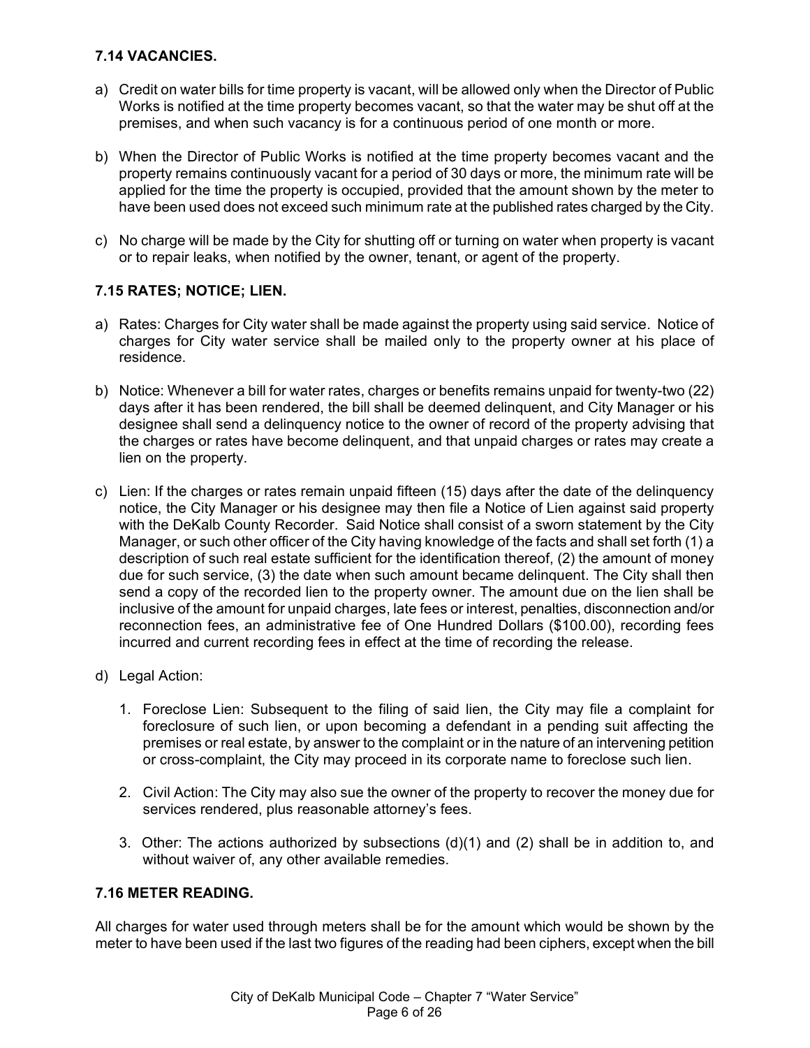### 7.14 VACANCIES.

a) Credit on water bills for time property is vacant, will be allowed only when the Director of Public Works is notified at the time property becomes vacant, so that the water may be shut off at the premises, and when such vacancy is for a continuous period of one month or more.

b) When the Director of Public Works is notified at the time property becomes vacant and the property remains continuously vacant for a period of 30 days or more, the minimum rate will be applied for the time the property is occupied, provided that the amount shown by the meter to have been used does not exceed such minimum rate at the published rates charged by the City.

c) No charge will be made by the City for shutting off or turning on water when property is vacant or to repair leaks, when notified by the owner, tenant, or agent of the property.

### 7.15 RATES; NOTICE; LIEN.

a) Rates: Charges for City water shall be made against the property using said service. Notice of charges for City water service shall be mailed only to the property owner at his place of residence.

b) Notice: Whenever a bill for water rates, charges or benefits remains unpaid for twenty-two (22) days after it has been rendered, the bill shall be deemed delinquent, and City Manager or his designee shall send a delinquency notice to the owner of record of the property advising that the charges or rates have become delinquent, and that unpaid charges or rates may create a lien on the property.

c) Lien: If the charges or rates remain unpaid fifteen (15) days after the date of the delinquency notice, the City Manager or his designee may then file a Notice of Lien against said property with the DeKalb County Recorder. Said Notice shall consist of a sworn statement by the City Manager, or such other officer of the City having knowledge of the facts and shall set forth (1) a description of such real estate sufficient for the identification thereof, (2) the amount of money due for such service, (3) the date when such amount became delinquent. The City shall then send a copy of the recorded lien to the property owner. The amount due on the lien shall be inclusive of the amount for unpaid charges, late fees or interest, penalties, disconnection and/or reconnection fees, an administrative fee of One Hundred Dollars ($100.00), recording fees incurred and current recording fees in effect at the time of recording the release.

d) Legal Action:

   1. Foreclose Lien: Subsequent to the filing of said lien, the City may file a complaint for foreclosure of such lien, or upon becoming a defendant in a pending suit affecting the premises or real estate, by answer to the complaint or in the nature of an intervening petition or cross-complaint, the City may proceed in its corporate name to foreclose such lien.

   2. Civil Action: The City may also sue the owner of the property to recover the money due for services rendered, plus reasonable attorney's fees.

   3. Other: The actions authorized by subsections (d)(1) and (2) shall be in addition to, and without waiver of, any other available remedies.

### 7.16 METER READING.

All charges for water used through meters shall be for the amount which would be shown by the meter to have been used if the last two figures of the reading had been ciphers, except when the bill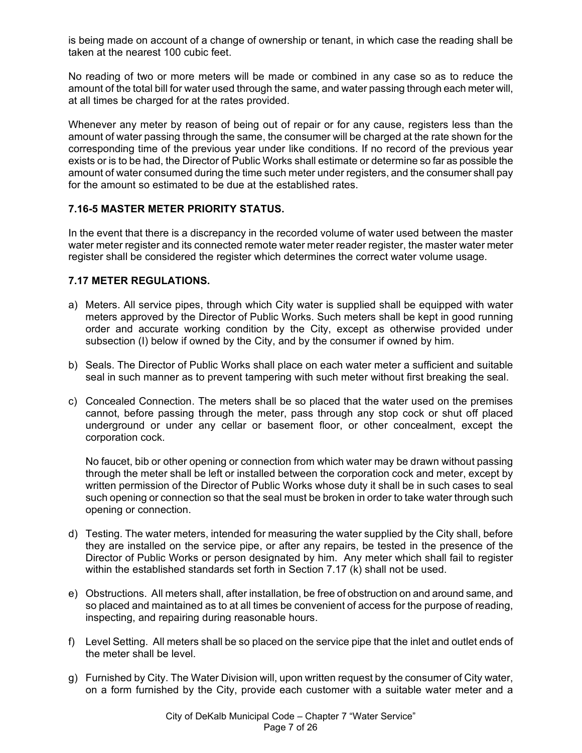is being made on account of a change of ownership or tenant, in which case the reading shall be taken at the nearest 100 cubic feet.

No reading of two or more meters will be made or combined in any case so as to reduce the amount of the total bill for water used through the same, and water passing through each meter will, at all times be charged for at the rates provided.

Whenever any meter by reason of being out of repair or for any cause, registers less than the amount of water passing through the same, the consumer will be charged at the rate shown for the corresponding time of the previous year under like conditions. If no record of the previous year exists or is to be had, the Director of Public Works shall estimate or determine so far as possible the amount of water consumed during the time such meter under registers, and the consumer shall pay for the amount so estimated to be due at the established rates.

### 7.16-5 MASTER METER PRIORITY STATUS.

In the event that there is a discrepancy in the recorded volume of water used between the master water meter register and its connected remote water meter reader register, the master water meter register shall be considered the register which determines the correct water volume usage.

### 7.17 METER REGULATIONS.

a) Meters. All service pipes, through which City water is supplied shall be equipped with water meters approved by the Director of Public Works. Such meters shall be kept in good running order and accurate working condition by the City, except as otherwise provided under subsection (I) below if owned by the City, and by the consumer if owned by him.

b) Seals. The Director of Public Works shall place on each water meter a sufficient and suitable seal in such manner as to prevent tampering with such meter without first breaking the seal.

c) Concealed Connection. The meters shall be so placed that the water used on the premises cannot, before passing through the meter, pass through any stop cock or shut off placed underground or under any cellar or basement floor, or other concealment, except the corporation cock.

   No faucet, bib or other opening or connection from which water may be drawn without passing through the meter shall be left or installed between the corporation cock and meter, except by written permission of the Director of Public Works whose duty it shall be in such cases to seal such opening or connection so that the seal must be broken in order to take water through such opening or connection.

d) Testing. The water meters, intended for measuring the water supplied by the City shall, before they are installed on the service pipe, or after any repairs, be tested in the presence of the Director of Public Works or person designated by him. Any meter which shall fail to register within the established standards set forth in Section 7.17 (k) shall not be used.

e) Obstructions. All meters shall, after installation, be free of obstruction on and around same, and so placed and maintained as to at all times be convenient of access for the purpose of reading, inspecting, and repairing during reasonable hours.

f) Level Setting. All meters shall be so placed on the service pipe that the inlet and outlet ends of the meter shall be level.

g) Furnished by City. The Water Division will, upon written request by the consumer of City water, on a form furnished by the City, provide each customer with a suitable water meter and a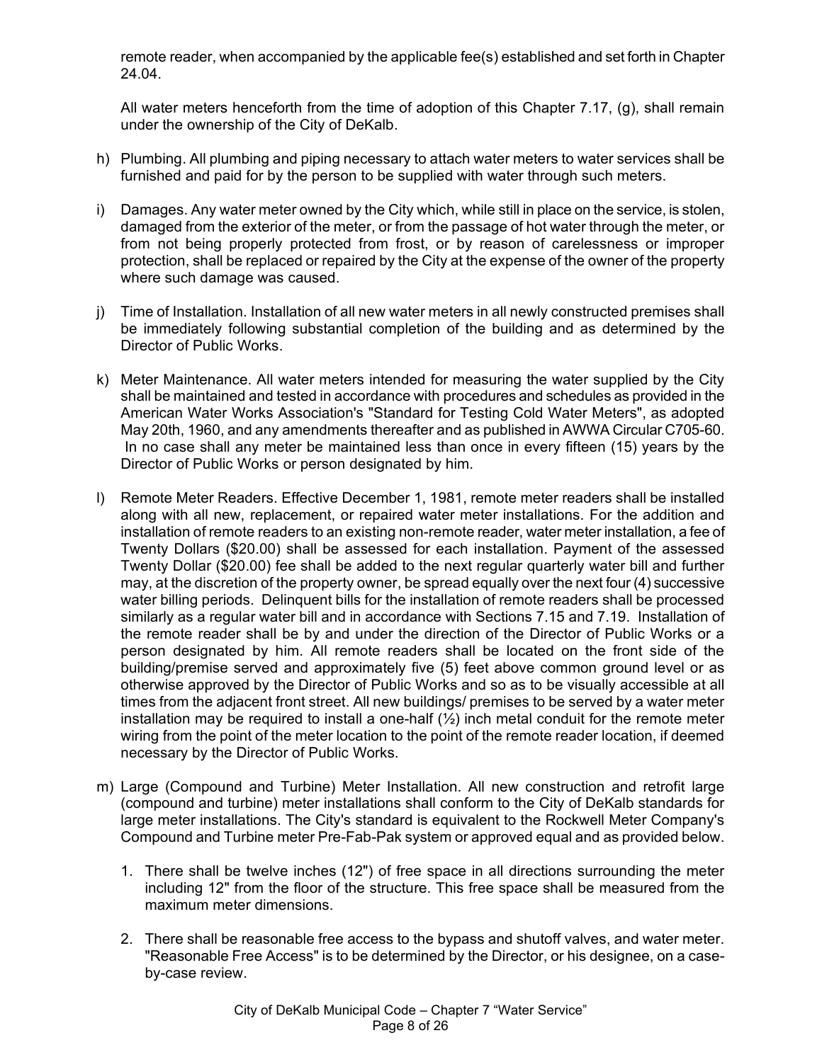remote reader, when accompanied by the applicable fee(s) established and set forth in Chapter 24.04.

All water meters henceforth from the time of adoption of this Chapter 7.17, (g), shall remain under the ownership of the City of DeKalb.

h) Plumbing. All plumbing and piping necessary to attach water meters to water services shall be furnished and paid for by the person to be supplied with water through such meters.

i) Damages. Any water meter owned by the City which, while still in place on the service, is stolen, damaged from the exterior of the meter, or from the passage of hot water through the meter, or from not being properly protected from frost, or by reason of carelessness or improper protection, shall be replaced or repaired by the City at the expense of the owner of the property where such damage was caused.

j) Time of Installation. Installation of all new water meters in all newly constructed premises shall be immediately following substantial completion of the building and as determined by the Director of Public Works.

k) Meter Maintenance. All water meters intended for measuring the water supplied by the City shall be maintained and tested in accordance with procedures and schedules as provided in the American Water Works Association's "Standard for Testing Cold Water Meters", as adopted May 20th, 1960, and any amendments thereafter and as published in AWWA Circular C705-60. In no case shall any meter be maintained less than once in every fifteen (15) years by the Director of Public Works or person designated by him.

l) Remote Meter Readers. Effective December 1, 1981, remote meter readers shall be installed along with all new, replacement, or repaired water meter installations. For the addition and installation of remote readers to an existing non-remote reader, water meter installation, a fee of Twenty Dollars ($20.00) shall be assessed for each installation. Payment of the assessed Twenty Dollar ($20.00) fee shall be added to the next regular quarterly water bill and further may, at the discretion of the property owner, be spread equally over the next four (4) successive water billing periods. Delinquent bills for the installation of remote readers shall be processed similarly as a regular water bill and in accordance with Sections 7.15 and 7.19. Installation of the remote reader shall be by and under the direction of the Director of Public Works or a person designated by him. All remote readers shall be located on the front side of the building/premise served and approximately five (5) feet above common ground level or as otherwise approved by the Director of Public Works and so as to be visually accessible at all times from the adjacent front street. All new buildings/ premises to be served by a water meter installation may be required to install a one-half (½) inch metal conduit for the remote meter wiring from the point of the meter location to the point of the remote reader location, if deemed necessary by the Director of Public Works.

m) Large (Compound and Turbine) Meter Installation. All new construction and retrofit large (compound and turbine) meter installations shall conform to the City of DeKalb standards for large meter installations. The City's standard is equivalent to the Rockwell Meter Company's Compound and Turbine meter Pre-Fab-Pak system or approved equal and as provided below.

   1. There shall be twelve inches (12") of free space in all directions surrounding the meter including 12" from the floor of the structure. This free space shall be measured from the maximum meter dimensions.

   2. There shall be reasonable free access to the bypass and shutoff valves, and water meter. "Reasonable Free Access" is to be determined by the Director, or his designee, on a case-by-case review.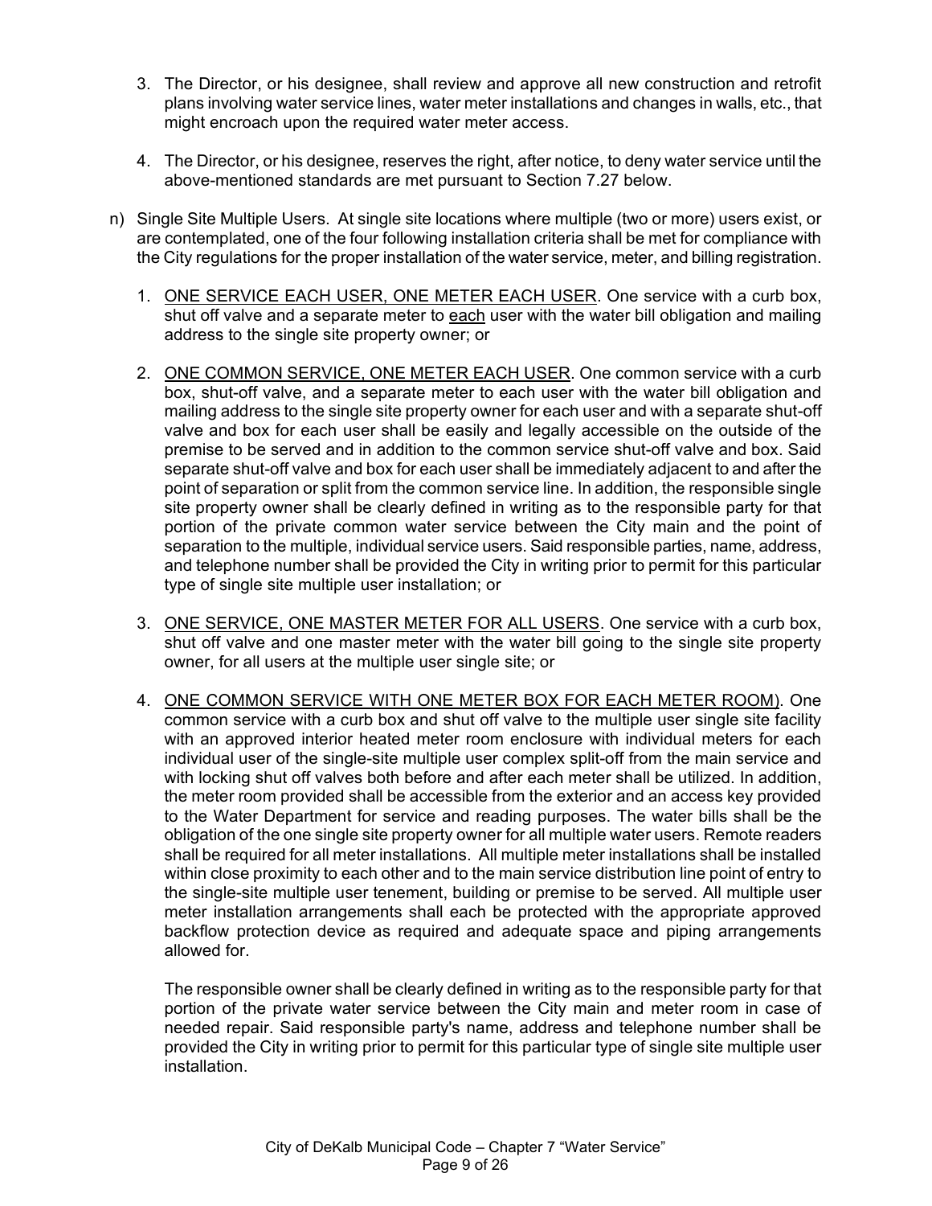3. The Director, or his designee, shall review and approve all new construction and retrofit plans involving water service lines, water meter installations and changes in walls, etc., that might encroach upon the required water meter access.

4. The Director, or his designee, reserves the right, after notice, to deny water service until the above-mentioned standards are met pursuant to Section 7.27 below.

n) Single Site Multiple Users. At single site locations where multiple (two or more) users exist, or are contemplated, one of the four following installation criteria shall be met for compliance with the City regulations for the proper installation of the water service, meter, and billing registration.

   1. <u>ONE SERVICE EACH USER, ONE METER EACH USER</u>. One service with a curb box, shut off valve and a separate meter to <u>each</u> user with the water bill obligation and mailing address to the single site property owner; or

   2. <u>ONE COMMON SERVICE, ONE METER EACH USER</u>. One common service with a curb box, shut-off valve, and a separate meter to each user with the water bill obligation and mailing address to the single site property owner for each user and with a separate shut-off valve and box for each user shall be easily and legally accessible on the outside of the premise to be served and in addition to the common service shut-off valve and box. Said separate shut-off valve and box for each user shall be immediately adjacent to and after the point of separation or split from the common service line. In addition, the responsible single site property owner shall be clearly defined in writing as to the responsible party for that portion of the private common water service between the City main and the point of separation to the multiple, individual service users. Said responsible parties, name, address, and telephone number shall be provided the City in writing prior to permit for this particular type of single site multiple user installation; or

   3. <u>ONE SERVICE, ONE MASTER METER FOR ALL USERS</u>. One service with a curb box, shut off valve and one master meter with the water bill going to the single site property owner, for all users at the multiple user single site; or

   4. <u>ONE COMMON SERVICE WITH ONE METER BOX FOR EACH METER ROOM)</u>. One common service with a curb box and shut off valve to the multiple user single site facility with an approved interior heated meter room enclosure with individual meters for each individual user of the single-site multiple user complex split-off from the main service and with locking shut off valves both before and after each meter shall be utilized. In addition, the meter room provided shall be accessible from the exterior and an access key provided to the Water Department for service and reading purposes. The water bills shall be the obligation of the one single site property owner for all multiple water users. Remote readers shall be required for all meter installations. All multiple meter installations shall be installed within close proximity to each other and to the main service distribution line point of entry to the single-site multiple user tenement, building or premise to be served. All multiple user meter installation arrangements shall each be protected with the appropriate approved backflow protection device as required and adequate space and piping arrangements allowed for.

      The responsible owner shall be clearly defined in writing as to the responsible party for that portion of the private water service between the City main and meter room in case of needed repair. Said responsible party's name, address and telephone number shall be provided the City in writing prior to permit for this particular type of single site multiple user installation.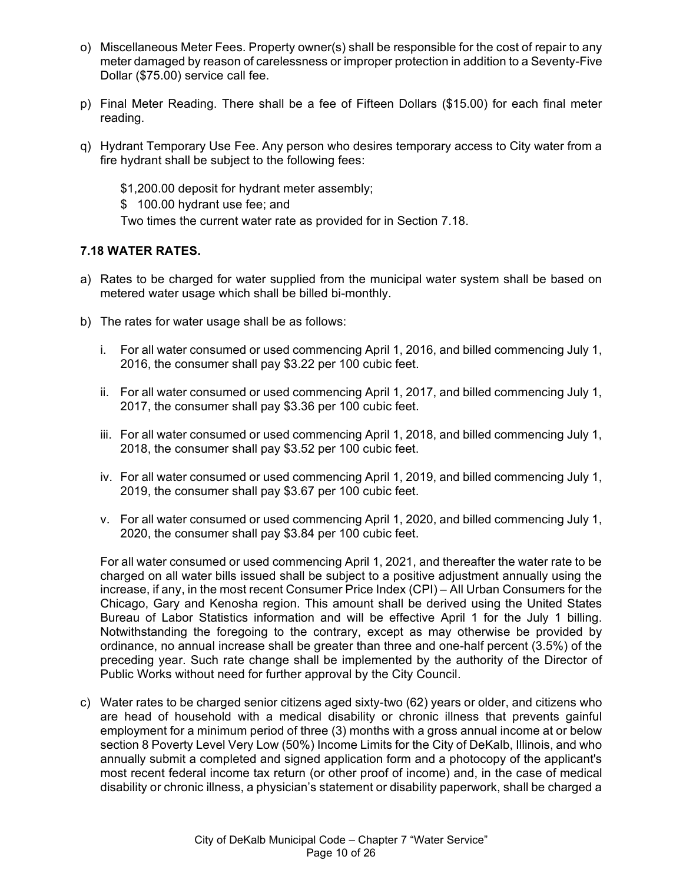o) Miscellaneous Meter Fees. Property owner(s) shall be responsible for the cost of repair to any meter damaged by reason of carelessness or improper protection in addition to a Seventy-Five Dollar ($75.00) service call fee.

p) Final Meter Reading. There shall be a fee of Fifteen Dollars ($15.00) for each final meter reading.

q) Hydrant Temporary Use Fee. Any person who desires temporary access to City water from a fire hydrant shall be subject to the following fees:

   $1,200.00 deposit for hydrant meter assembly;
   $ 100.00 hydrant use fee; and
   Two times the current water rate as provided for in Section 7.18.

### 7.18 WATER RATES.

a) Rates to be charged for water supplied from the municipal water system shall be based on metered water usage which shall be billed bi-monthly.

b) The rates for water usage shall be as follows:

   i. For all water consumed or used commencing April 1, 2016, and billed commencing July 1, 2016, the consumer shall pay $3.22 per 100 cubic feet.

   ii. For all water consumed or used commencing April 1, 2017, and billed commencing July 1, 2017, the consumer shall pay $3.36 per 100 cubic feet.

   iii. For all water consumed or used commencing April 1, 2018, and billed commencing July 1, 2018, the consumer shall pay $3.52 per 100 cubic feet.

   iv. For all water consumed or used commencing April 1, 2019, and billed commencing July 1, 2019, the consumer shall pay $3.67 per 100 cubic feet.

   v. For all water consumed or used commencing April 1, 2020, and billed commencing July 1, 2020, the consumer shall pay $3.84 per 100 cubic feet.

   For all water consumed or used commencing April 1, 2021, and thereafter the water rate to be charged on all water bills issued shall be subject to a positive adjustment annually using the increase, if any, in the most recent Consumer Price Index (CPI) – All Urban Consumers for the Chicago, Gary and Kenosha region. This amount shall be derived using the United States Bureau of Labor Statistics information and will be effective April 1 for the July 1 billing. Notwithstanding the foregoing to the contrary, except as may otherwise be provided by ordinance, no annual increase shall be greater than three and one-half percent (3.5%) of the preceding year. Such rate change shall be implemented by the authority of the Director of Public Works without need for further approval by the City Council.

c) Water rates to be charged senior citizens aged sixty-two (62) years or older, and citizens who are head of household with a medical disability or chronic illness that prevents gainful employment for a minimum period of three (3) months with a gross annual income at or below section 8 Poverty Level Very Low (50%) Income Limits for the City of DeKalb, Illinois, and who annually submit a completed and signed application form and a photocopy of the applicant's most recent federal income tax return (or other proof of income) and, in the case of medical disability or chronic illness, a physician's statement or disability paperwork, shall be charged a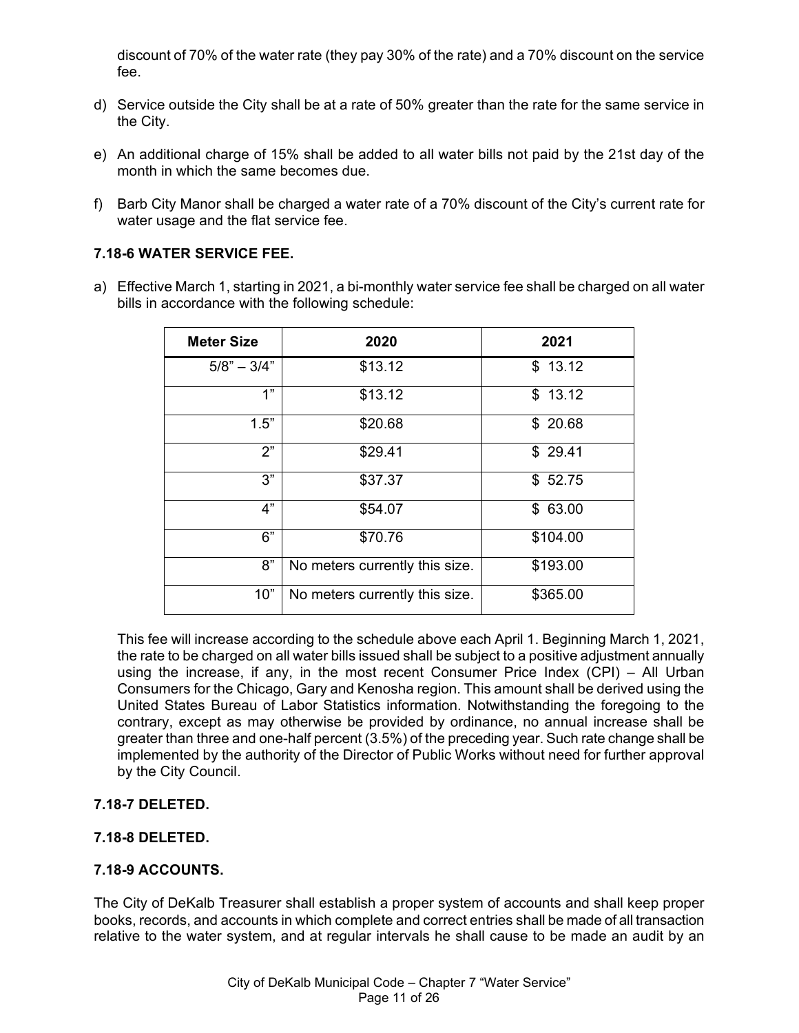discount of 70% of the water rate (they pay 30% of the rate) and a 70% discount on the service fee.

d) Service outside the City shall be at a rate of 50% greater than the rate for the same service in the City.

e) An additional charge of 15% shall be added to all water bills not paid by the 21st day of the month in which the same becomes due.

f) Barb City Manor shall be charged a water rate of a 70% discount of the City's current rate for water usage and the flat service fee.

**7.18-6 WATER SERVICE FEE.**

a) Effective March 1, starting in 2021, a bi-monthly water service fee shall be charged on all water bills in accordance with the following schedule:

| Meter Size | 2020 | 2021 |
|---|---|---|
| 5/8" – 3/4" | $13.12 | $ 13.12 |
| 1" | $13.12 | $ 13.12 |
| 1.5" | $20.68 | $ 20.68 |
| 2" | $29.41 | $ 29.41 |
| 3" | $37.37 | $ 52.75 |
| 4" | $54.07 | $ 63.00 |
| 6" | $70.76 | $104.00 |
| 8" | No meters currently this size. | $193.00 |
| 10" | No meters currently this size. | $365.00 |

This fee will increase according to the schedule above each April 1. Beginning March 1, 2021, the rate to be charged on all water bills issued shall be subject to a positive adjustment annually using the increase, if any, in the most recent Consumer Price Index (CPI) – All Urban Consumers for the Chicago, Gary and Kenosha region. This amount shall be derived using the United States Bureau of Labor Statistics information. Notwithstanding the foregoing to the contrary, except as may otherwise be provided by ordinance, no annual increase shall be greater than three and one-half percent (3.5%) of the preceding year. Such rate change shall be implemented by the authority of the Director of Public Works without need for further approval by the City Council.

**7.18-7 DELETED.**

**7.18-8 DELETED.**

**7.18-9 ACCOUNTS.**

The City of DeKalb Treasurer shall establish a proper system of accounts and shall keep proper books, records, and accounts in which complete and correct entries shall be made of all transaction relative to the water system, and at regular intervals he shall cause to be made an audit by an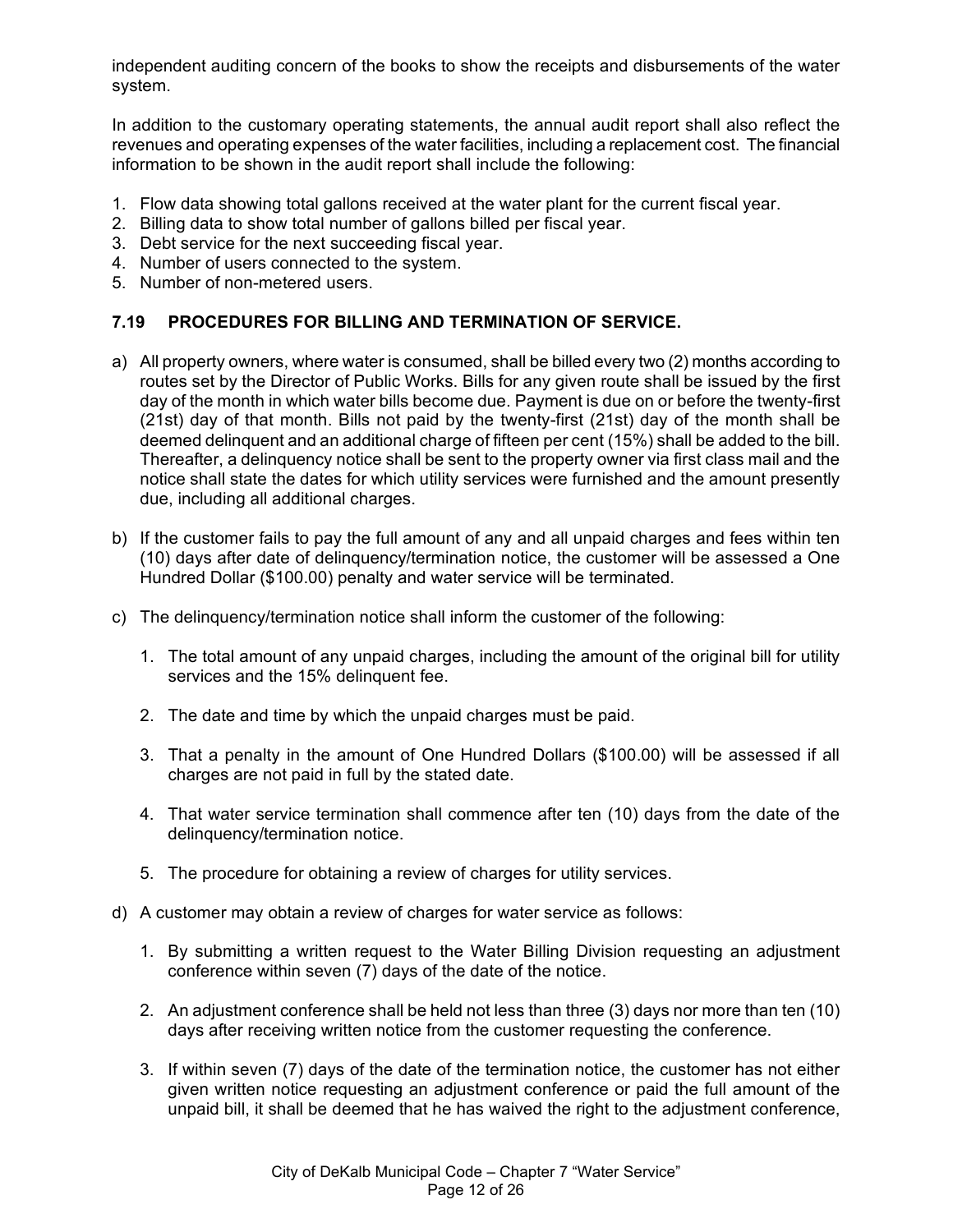independent auditing concern of the books to show the receipts and disbursements of the water system.

In addition to the customary operating statements, the annual audit report shall also reflect the revenues and operating expenses of the water facilities, including a replacement cost. The financial information to be shown in the audit report shall include the following:

1. Flow data showing total gallons received at the water plant for the current fiscal year.
2. Billing data to show total number of gallons billed per fiscal year.
3. Debt service for the next succeeding fiscal year.
4. Number of users connected to the system.
5. Number of non-metered users.

### 7.19 PROCEDURES FOR BILLING AND TERMINATION OF SERVICE.

a) All property owners, where water is consumed, shall be billed every two (2) months according to routes set by the Director of Public Works. Bills for any given route shall be issued by the first day of the month in which water bills become due. Payment is due on or before the twenty-first (21st) day of that month. Bills not paid by the twenty-first (21st) day of the month shall be deemed delinquent and an additional charge of fifteen per cent (15%) shall be added to the bill. Thereafter, a delinquency notice shall be sent to the property owner via first class mail and the notice shall state the dates for which utility services were furnished and the amount presently due, including all additional charges.

b) If the customer fails to pay the full amount of any and all unpaid charges and fees within ten (10) days after date of delinquency/termination notice, the customer will be assessed a One Hundred Dollar ($100.00) penalty and water service will be terminated.

c) The delinquency/termination notice shall inform the customer of the following:

   1. The total amount of any unpaid charges, including the amount of the original bill for utility services and the 15% delinquent fee.

   2. The date and time by which the unpaid charges must be paid.

   3. That a penalty in the amount of One Hundred Dollars ($100.00) will be assessed if all charges are not paid in full by the stated date.

   4. That water service termination shall commence after ten (10) days from the date of the delinquency/termination notice.

   5. The procedure for obtaining a review of charges for utility services.

d) A customer may obtain a review of charges for water service as follows:

   1. By submitting a written request to the Water Billing Division requesting an adjustment conference within seven (7) days of the date of the notice.

   2. An adjustment conference shall be held not less than three (3) days nor more than ten (10) days after receiving written notice from the customer requesting the conference.

   3. If within seven (7) days of the date of the termination notice, the customer has not either given written notice requesting an adjustment conference or paid the full amount of the unpaid bill, it shall be deemed that he has waived the right to the adjustment conference,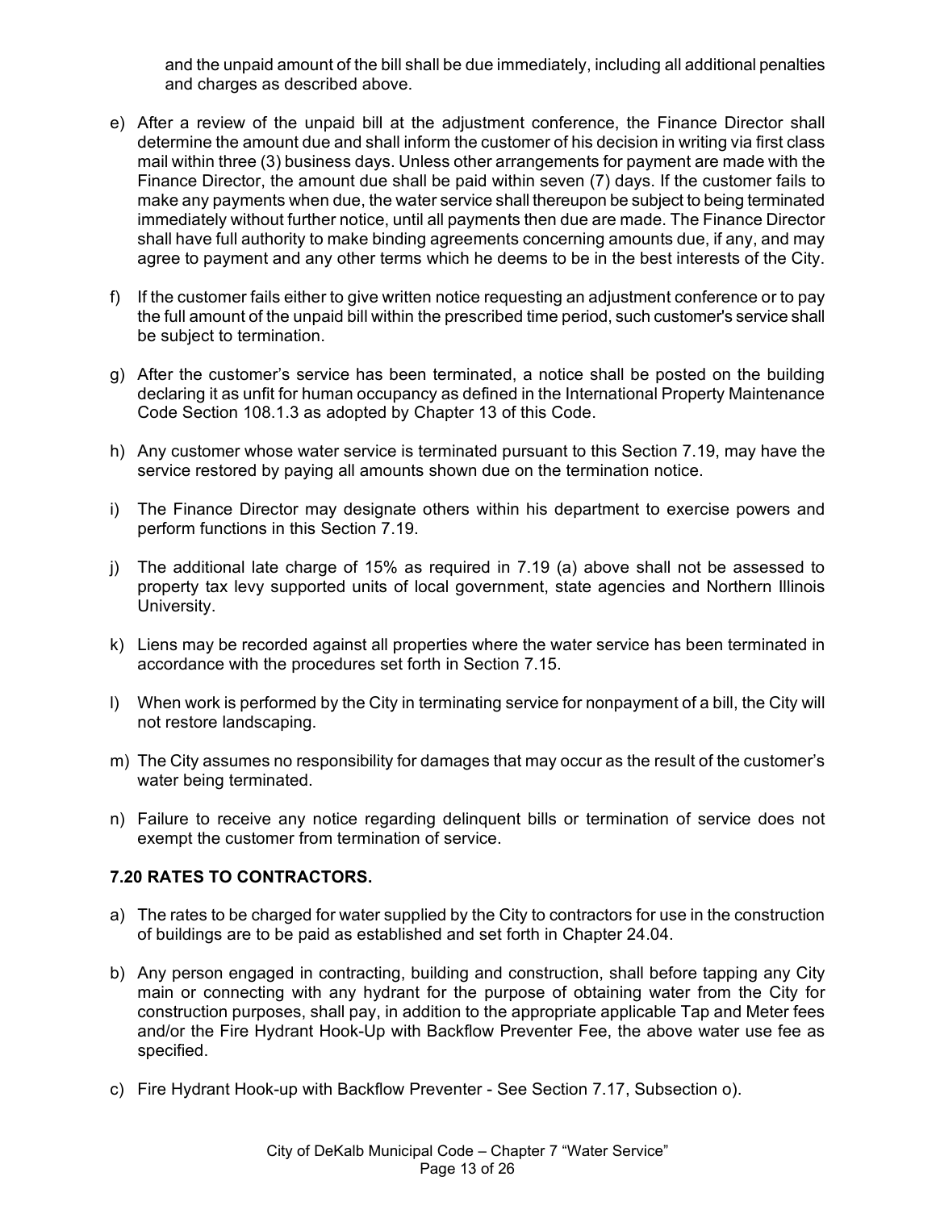and the unpaid amount of the bill shall be due immediately, including all additional penalties and charges as described above.

e) After a review of the unpaid bill at the adjustment conference, the Finance Director shall determine the amount due and shall inform the customer of his decision in writing via first class mail within three (3) business days. Unless other arrangements for payment are made with the Finance Director, the amount due shall be paid within seven (7) days. If the customer fails to make any payments when due, the water service shall thereupon be subject to being terminated immediately without further notice, until all payments then due are made. The Finance Director shall have full authority to make binding agreements concerning amounts due, if any, and may agree to payment and any other terms which he deems to be in the best interests of the City.

f) If the customer fails either to give written notice requesting an adjustment conference or to pay the full amount of the unpaid bill within the prescribed time period, such customer's service shall be subject to termination.

g) After the customer's service has been terminated, a notice shall be posted on the building declaring it as unfit for human occupancy as defined in the International Property Maintenance Code Section 108.1.3 as adopted by Chapter 13 of this Code.

h) Any customer whose water service is terminated pursuant to this Section 7.19, may have the service restored by paying all amounts shown due on the termination notice.

i) The Finance Director may designate others within his department to exercise powers and perform functions in this Section 7.19.

j) The additional late charge of 15% as required in 7.19 (a) above shall not be assessed to property tax levy supported units of local government, state agencies and Northern Illinois University.

k) Liens may be recorded against all properties where the water service has been terminated in accordance with the procedures set forth in Section 7.15.

l) When work is performed by the City in terminating service for nonpayment of a bill, the City will not restore landscaping.

m) The City assumes no responsibility for damages that may occur as the result of the customer's water being terminated.

n) Failure to receive any notice regarding delinquent bills or termination of service does not exempt the customer from termination of service.

**7.20 RATES TO CONTRACTORS.**

a) The rates to be charged for water supplied by the City to contractors for use in the construction of buildings are to be paid as established and set forth in Chapter 24.04.

b) Any person engaged in contracting, building and construction, shall before tapping any City main or connecting with any hydrant for the purpose of obtaining water from the City for construction purposes, shall pay, in addition to the appropriate applicable Tap and Meter fees and/or the Fire Hydrant Hook-Up with Backflow Preventer Fee, the above water use fee as specified.

c) Fire Hydrant Hook-up with Backflow Preventer - See Section 7.17, Subsection o).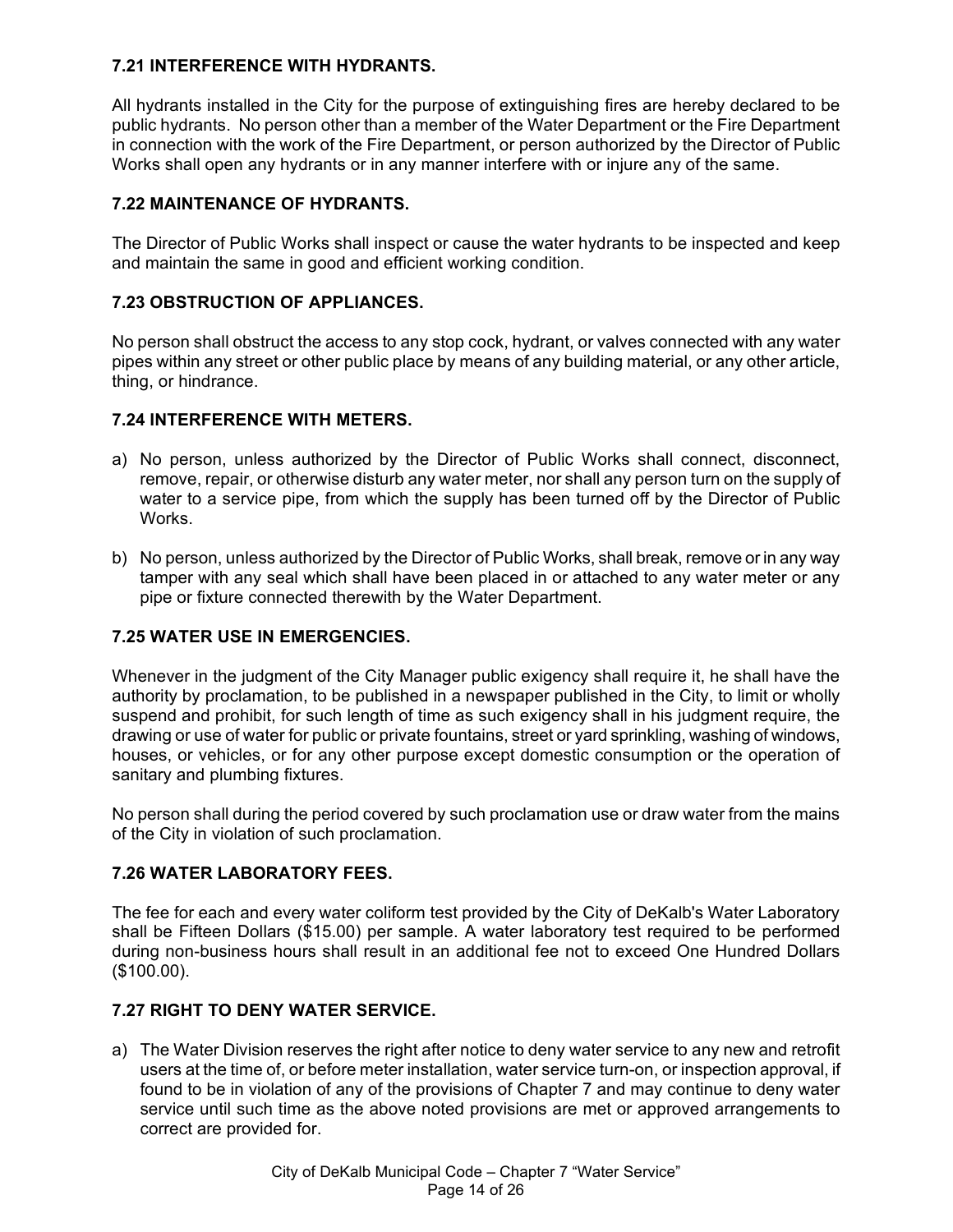### 7.21 INTERFERENCE WITH HYDRANTS.

All hydrants installed in the City for the purpose of extinguishing fires are hereby declared to be public hydrants. No person other than a member of the Water Department or the Fire Department in connection with the work of the Fire Department, or person authorized by the Director of Public Works shall open any hydrants or in any manner interfere with or injure any of the same.

### 7.22 MAINTENANCE OF HYDRANTS.

The Director of Public Works shall inspect or cause the water hydrants to be inspected and keep and maintain the same in good and efficient working condition.

### 7.23 OBSTRUCTION OF APPLIANCES.

No person shall obstruct the access to any stop cock, hydrant, or valves connected with any water pipes within any street or other public place by means of any building material, or any other article, thing, or hindrance.

### 7.24 INTERFERENCE WITH METERS.

a) No person, unless authorized by the Director of Public Works shall connect, disconnect, remove, repair, or otherwise disturb any water meter, nor shall any person turn on the supply of water to a service pipe, from which the supply has been turned off by the Director of Public Works.

b) No person, unless authorized by the Director of Public Works, shall break, remove or in any way tamper with any seal which shall have been placed in or attached to any water meter or any pipe or fixture connected therewith by the Water Department.

### 7.25 WATER USE IN EMERGENCIES.

Whenever in the judgment of the City Manager public exigency shall require it, he shall have the authority by proclamation, to be published in a newspaper published in the City, to limit or wholly suspend and prohibit, for such length of time as such exigency shall in his judgment require, the drawing or use of water for public or private fountains, street or yard sprinkling, washing of windows, houses, or vehicles, or for any other purpose except domestic consumption or the operation of sanitary and plumbing fixtures.

No person shall during the period covered by such proclamation use or draw water from the mains of the City in violation of such proclamation.

### 7.26 WATER LABORATORY FEES.

The fee for each and every water coliform test provided by the City of DeKalb's Water Laboratory shall be Fifteen Dollars ($15.00) per sample. A water laboratory test required to be performed during non-business hours shall result in an additional fee not to exceed One Hundred Dollars ($100.00).

### 7.27 RIGHT TO DENY WATER SERVICE.

a) The Water Division reserves the right after notice to deny water service to any new and retrofit users at the time of, or before meter installation, water service turn-on, or inspection approval, if found to be in violation of any of the provisions of Chapter 7 and may continue to deny water service until such time as the above noted provisions are met or approved arrangements to correct are provided for.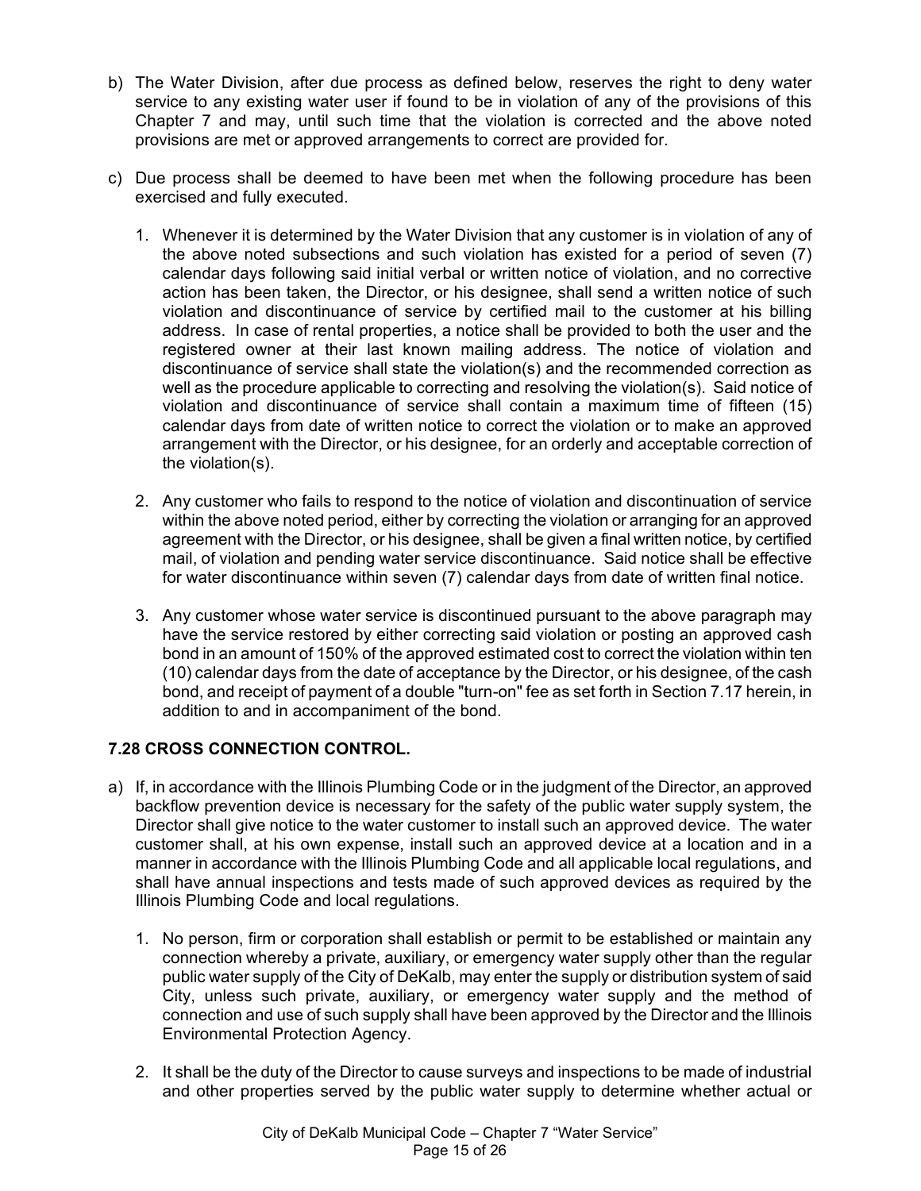b) The Water Division, after due process as defined below, reserves the right to deny water service to any existing water user if found to be in violation of any of the provisions of this Chapter 7 and may, until such time that the violation is corrected and the above noted provisions are met or approved arrangements to correct are provided for.

c) Due process shall be deemed to have been met when the following procedure has been exercised and fully executed.

   1. Whenever it is determined by the Water Division that any customer is in violation of any of the above noted subsections and such violation has existed for a period of seven (7) calendar days following said initial verbal or written notice of violation, and no corrective action has been taken, the Director, or his designee, shall send a written notice of such violation and discontinuance of service by certified mail to the customer at his billing address. In case of rental properties, a notice shall be provided to both the user and the registered owner at their last known mailing address. The notice of violation and discontinuance of service shall state the violation(s) and the recommended correction as well as the procedure applicable to correcting and resolving the violation(s). Said notice of violation and discontinuance of service shall contain a maximum time of fifteen (15) calendar days from date of written notice to correct the violation or to make an approved arrangement with the Director, or his designee, for an orderly and acceptable correction of the violation(s).

   2. Any customer who fails to respond to the notice of violation and discontinuation of service within the above noted period, either by correcting the violation or arranging for an approved agreement with the Director, or his designee, shall be given a final written notice, by certified mail, of violation and pending water service discontinuance. Said notice shall be effective for water discontinuance within seven (7) calendar days from date of written final notice.

   3. Any customer whose water service is discontinued pursuant to the above paragraph may have the service restored by either correcting said violation or posting an approved cash bond in an amount of 150% of the approved estimated cost to correct the violation within ten (10) calendar days from the date of acceptance by the Director, or his designee, of the cash bond, and receipt of payment of a double "turn-on" fee as set forth in Section 7.17 herein, in addition to and in accompaniment of the bond.

**7.28 CROSS CONNECTION CONTROL.**

a) If, in accordance with the Illinois Plumbing Code or in the judgment of the Director, an approved backflow prevention device is necessary for the safety of the public water supply system, the Director shall give notice to the water customer to install such an approved device. The water customer shall, at his own expense, install such an approved device at a location and in a manner in accordance with the Illinois Plumbing Code and all applicable local regulations, and shall have annual inspections and tests made of such approved devices as required by the Illinois Plumbing Code and local regulations.

   1. No person, firm or corporation shall establish or permit to be established or maintain any connection whereby a private, auxiliary, or emergency water supply other than the regular public water supply of the City of DeKalb, may enter the supply or distribution system of said City, unless such private, auxiliary, or emergency water supply and the method of connection and use of such supply shall have been approved by the Director and the Illinois Environmental Protection Agency.

   2. It shall be the duty of the Director to cause surveys and inspections to be made of industrial and other properties served by the public water supply to determine whether actual or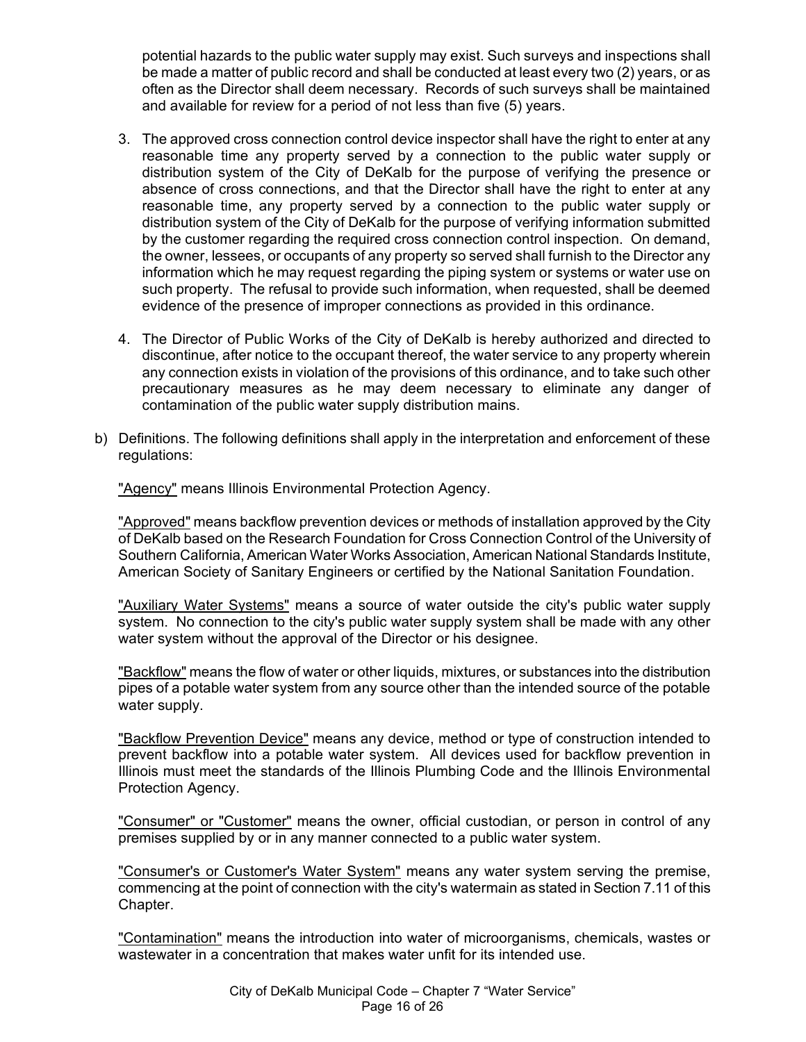potential hazards to the public water supply may exist. Such surveys and inspections shall be made a matter of public record and shall be conducted at least every two (2) years, or as often as the Director shall deem necessary. Records of such surveys shall be maintained and available for review for a period of not less than five (5) years.

3. The approved cross connection control device inspector shall have the right to enter at any reasonable time any property served by a connection to the public water supply or distribution system of the City of DeKalb for the purpose of verifying the presence or absence of cross connections, and that the Director shall have the right to enter at any reasonable time, any property served by a connection to the public water supply or distribution system of the City of DeKalb for the purpose of verifying information submitted by the customer regarding the required cross connection control inspection. On demand, the owner, lessees, or occupants of any property so served shall furnish to the Director any information which he may request regarding the piping system or systems or water use on such property. The refusal to provide such information, when requested, shall be deemed evidence of the presence of improper connections as provided in this ordinance.

4. The Director of Public Works of the City of DeKalb is hereby authorized and directed to discontinue, after notice to the occupant thereof, the water service to any property wherein any connection exists in violation of the provisions of this ordinance, and to take such other precautionary measures as he may deem necessary to eliminate any danger of contamination of the public water supply distribution mains.

b) Definitions. The following definitions shall apply in the interpretation and enforcement of these regulations:

<u>"Agency"</u> means Illinois Environmental Protection Agency.

<u>"Approved"</u> means backflow prevention devices or methods of installation approved by the City of DeKalb based on the Research Foundation for Cross Connection Control of the University of Southern California, American Water Works Association, American National Standards Institute, American Society of Sanitary Engineers or certified by the National Sanitation Foundation.

<u>"Auxiliary Water Systems"</u> means a source of water outside the city's public water supply system. No connection to the city's public water supply system shall be made with any other water system without the approval of the Director or his designee.

<u>"Backflow"</u> means the flow of water or other liquids, mixtures, or substances into the distribution pipes of a potable water system from any source other than the intended source of the potable water supply.

<u>"Backflow Prevention Device"</u> means any device, method or type of construction intended to prevent backflow into a potable water system. All devices used for backflow prevention in Illinois must meet the standards of the Illinois Plumbing Code and the Illinois Environmental Protection Agency.

<u>"Consumer" or "Customer"</u> means the owner, official custodian, or person in control of any premises supplied by or in any manner connected to a public water system.

<u>"Consumer's or Customer's Water System"</u> means any water system serving the premise, commencing at the point of connection with the city's watermain as stated in Section 7.11 of this Chapter.

<u>"Contamination"</u> means the introduction into water of microorganisms, chemicals, wastes or wastewater in a concentration that makes water unfit for its intended use.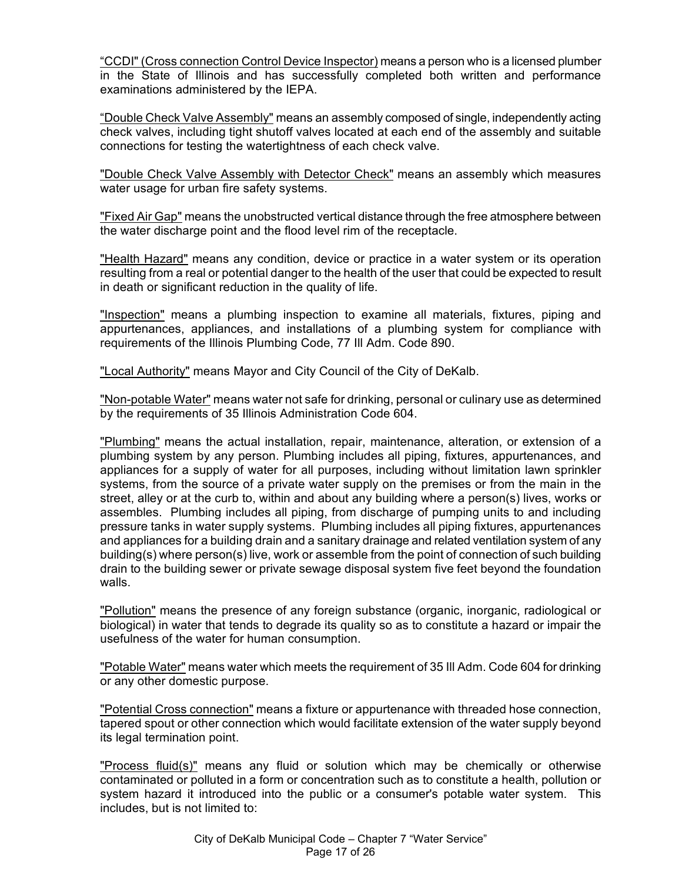"CCDI" (Cross connection Control Device Inspector) means a person who is a licensed plumber in the State of Illinois and has successfully completed both written and performance examinations administered by the IEPA.

"Double Check Valve Assembly" means an assembly composed of single, independently acting check valves, including tight shutoff valves located at each end of the assembly and suitable connections for testing the watertightness of each check valve.

"Double Check Valve Assembly with Detector Check" means an assembly which measures water usage for urban fire safety systems.

"Fixed Air Gap" means the unobstructed vertical distance through the free atmosphere between the water discharge point and the flood level rim of the receptacle.

"Health Hazard" means any condition, device or practice in a water system or its operation resulting from a real or potential danger to the health of the user that could be expected to result in death or significant reduction in the quality of life.

"Inspection" means a plumbing inspection to examine all materials, fixtures, piping and appurtenances, appliances, and installations of a plumbing system for compliance with requirements of the Illinois Plumbing Code, 77 Ill Adm. Code 890.

"Local Authority" means Mayor and City Council of the City of DeKalb.

"Non-potable Water" means water not safe for drinking, personal or culinary use as determined by the requirements of 35 Illinois Administration Code 604.

"Plumbing" means the actual installation, repair, maintenance, alteration, or extension of a plumbing system by any person. Plumbing includes all piping, fixtures, appurtenances, and appliances for a supply of water for all purposes, including without limitation lawn sprinkler systems, from the source of a private water supply on the premises or from the main in the street, alley or at the curb to, within and about any building where a person(s) lives, works or assembles. Plumbing includes all piping, from discharge of pumping units to and including pressure tanks in water supply systems. Plumbing includes all piping fixtures, appurtenances and appliances for a building drain and a sanitary drainage and related ventilation system of any building(s) where person(s) live, work or assemble from the point of connection of such building drain to the building sewer or private sewage disposal system five feet beyond the foundation walls.

"Pollution" means the presence of any foreign substance (organic, inorganic, radiological or biological) in water that tends to degrade its quality so as to constitute a hazard or impair the usefulness of the water for human consumption.

"Potable Water" means water which meets the requirement of 35 Ill Adm. Code 604 for drinking or any other domestic purpose.

"Potential Cross connection" means a fixture or appurtenance with threaded hose connection, tapered spout or other connection which would facilitate extension of the water supply beyond its legal termination point.

"Process fluid(s)" means any fluid or solution which may be chemically or otherwise contaminated or polluted in a form or concentration such as to constitute a health, pollution or system hazard it introduced into the public or a consumer's potable water system. This includes, but is not limited to: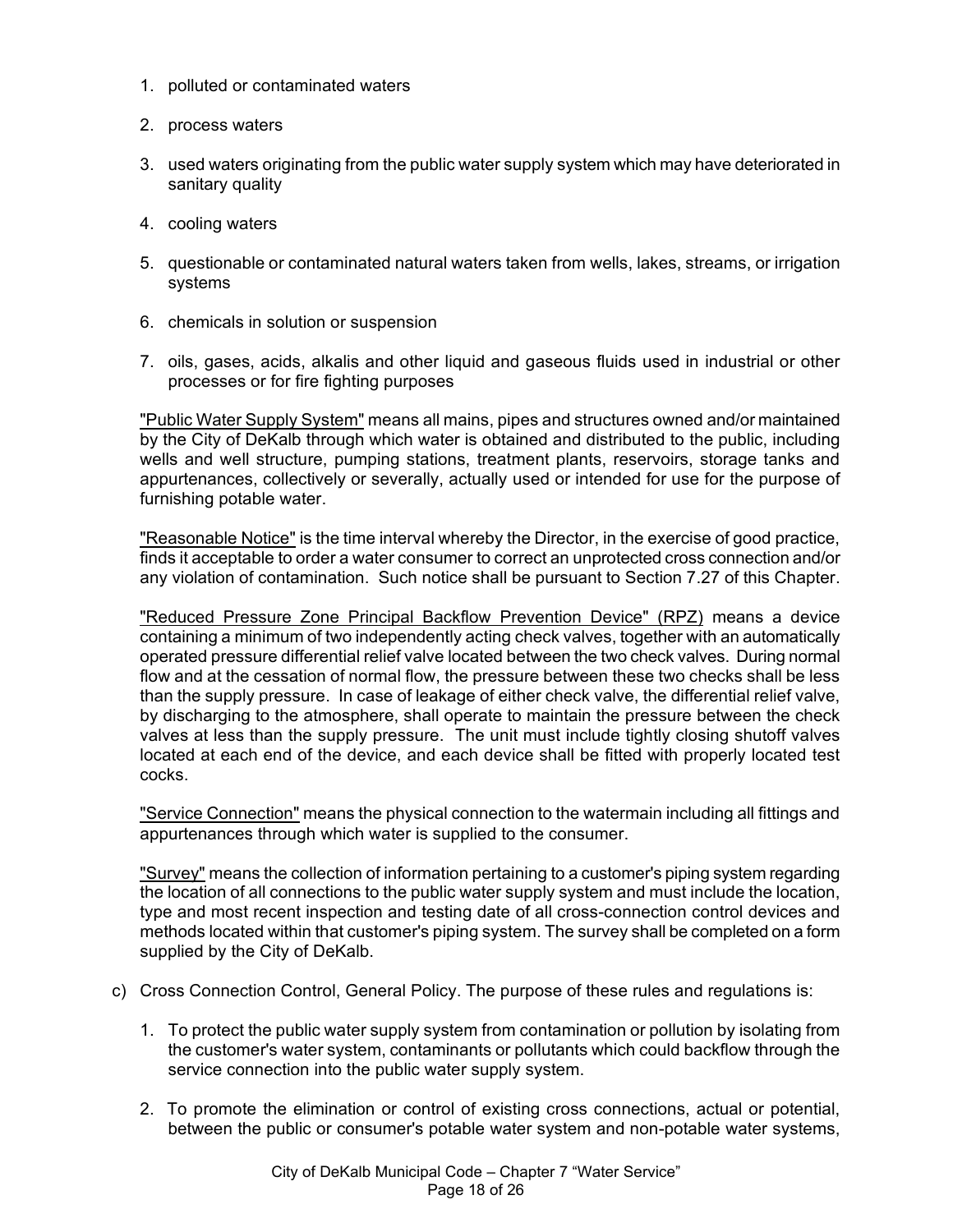1. polluted or contaminated waters

2. process waters

3. used waters originating from the public water supply system which may have deteriorated in sanitary quality

4. cooling waters

5. questionable or contaminated natural waters taken from wells, lakes, streams, or irrigation systems

6. chemicals in solution or suspension

7. oils, gases, acids, alkalis and other liquid and gaseous fluids used in industrial or other processes or for fire fighting purposes

"Public Water Supply System" means all mains, pipes and structures owned and/or maintained by the City of DeKalb through which water is obtained and distributed to the public, including wells and well structure, pumping stations, treatment plants, reservoirs, storage tanks and appurtenances, collectively or severally, actually used or intended for use for the purpose of furnishing potable water.

"Reasonable Notice" is the time interval whereby the Director, in the exercise of good practice, finds it acceptable to order a water consumer to correct an unprotected cross connection and/or any violation of contamination. Such notice shall be pursuant to Section 7.27 of this Chapter.

"Reduced Pressure Zone Principal Backflow Prevention Device" (RPZ) means a device containing a minimum of two independently acting check valves, together with an automatically operated pressure differential relief valve located between the two check valves. During normal flow and at the cessation of normal flow, the pressure between these two checks shall be less than the supply pressure. In case of leakage of either check valve, the differential relief valve, by discharging to the atmosphere, shall operate to maintain the pressure between the check valves at less than the supply pressure. The unit must include tightly closing shutoff valves located at each end of the device, and each device shall be fitted with properly located test cocks.

"Service Connection" means the physical connection to the watermain including all fittings and appurtenances through which water is supplied to the consumer.

"Survey" means the collection of information pertaining to a customer's piping system regarding the location of all connections to the public water supply system and must include the location, type and most recent inspection and testing date of all cross-connection control devices and methods located within that customer's piping system. The survey shall be completed on a form supplied by the City of DeKalb.

c) Cross Connection Control, General Policy. The purpose of these rules and regulations is:

   1. To protect the public water supply system from contamination or pollution by isolating from the customer's water system, contaminants or pollutants which could backflow through the service connection into the public water supply system.

   2. To promote the elimination or control of existing cross connections, actual or potential, between the public or consumer's potable water system and non-potable water systems,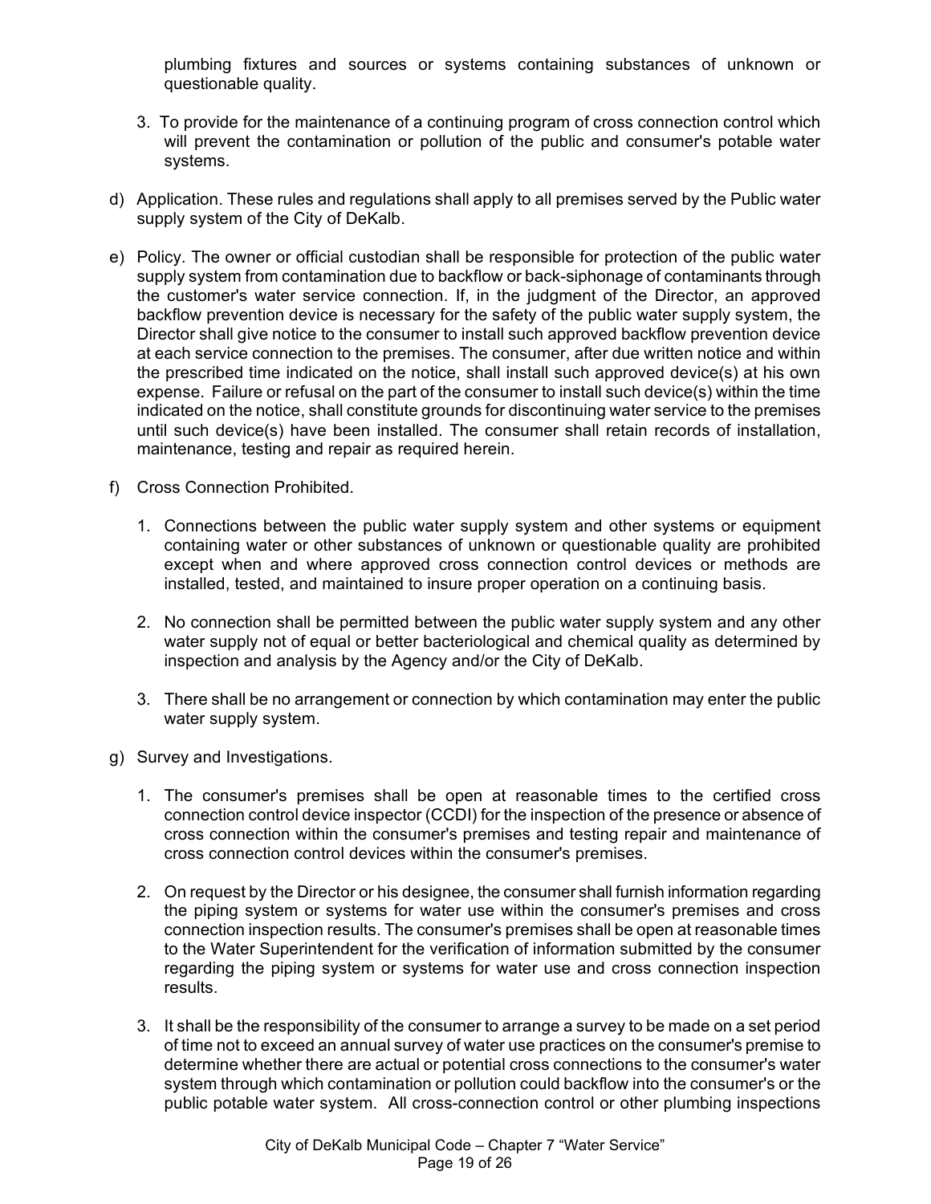plumbing fixtures and sources or systems containing substances of unknown or questionable quality.

3. To provide for the maintenance of a continuing program of cross connection control which will prevent the contamination or pollution of the public and consumer's potable water systems.

d) Application. These rules and regulations shall apply to all premises served by the Public water supply system of the City of DeKalb.

e) Policy. The owner or official custodian shall be responsible for protection of the public water supply system from contamination due to backflow or back-siphonage of contaminants through the customer's water service connection. If, in the judgment of the Director, an approved backflow prevention device is necessary for the safety of the public water supply system, the Director shall give notice to the consumer to install such approved backflow prevention device at each service connection to the premises. The consumer, after due written notice and within the prescribed time indicated on the notice, shall install such approved device(s) at his own expense. Failure or refusal on the part of the consumer to install such device(s) within the time indicated on the notice, shall constitute grounds for discontinuing water service to the premises until such device(s) have been installed. The consumer shall retain records of installation, maintenance, testing and repair as required herein.

f) Cross Connection Prohibited.

1. Connections between the public water supply system and other systems or equipment containing water or other substances of unknown or questionable quality are prohibited except when and where approved cross connection control devices or methods are installed, tested, and maintained to insure proper operation on a continuing basis.

2. No connection shall be permitted between the public water supply system and any other water supply not of equal or better bacteriological and chemical quality as determined by inspection and analysis by the Agency and/or the City of DeKalb.

3. There shall be no arrangement or connection by which contamination may enter the public water supply system.

g) Survey and Investigations.

1. The consumer's premises shall be open at reasonable times to the certified cross connection control device inspector (CCDI) for the inspection of the presence or absence of cross connection within the consumer's premises and testing repair and maintenance of cross connection control devices within the consumer's premises.

2. On request by the Director or his designee, the consumer shall furnish information regarding the piping system or systems for water use within the consumer's premises and cross connection inspection results. The consumer's premises shall be open at reasonable times to the Water Superintendent for the verification of information submitted by the consumer regarding the piping system or systems for water use and cross connection inspection results.

3. It shall be the responsibility of the consumer to arrange a survey to be made on a set period of time not to exceed an annual survey of water use practices on the consumer's premise to determine whether there are actual or potential cross connections to the consumer's water system through which contamination or pollution could backflow into the consumer's or the public potable water system. All cross-connection control or other plumbing inspections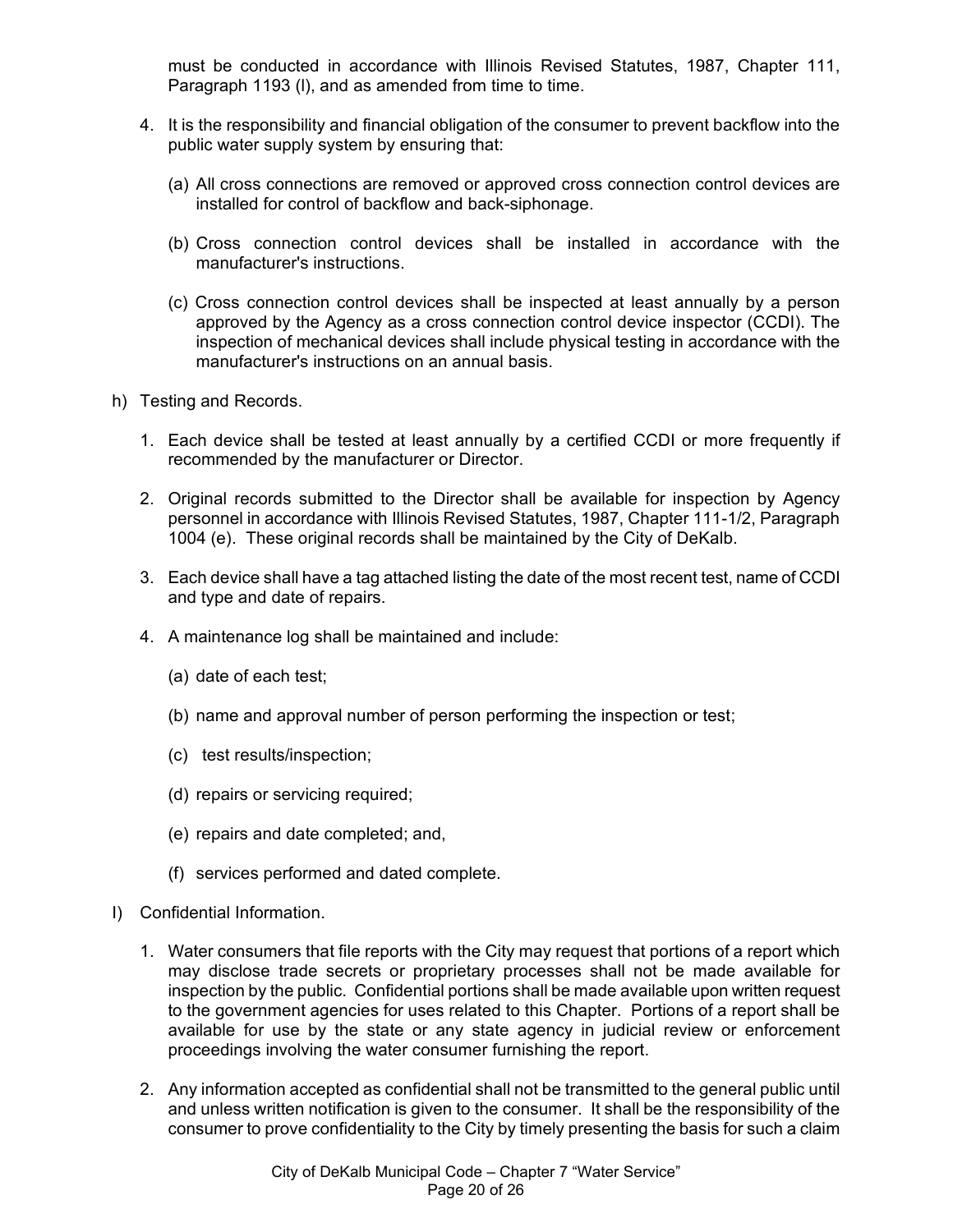must be conducted in accordance with Illinois Revised Statutes, 1987, Chapter 111, Paragraph 1193 (l), and as amended from time to time.

4. It is the responsibility and financial obligation of the consumer to prevent backflow into the public water supply system by ensuring that:

   (a) All cross connections are removed or approved cross connection control devices are installed for control of backflow and back-siphonage.

   (b) Cross connection control devices shall be installed in accordance with the manufacturer's instructions.

   (c) Cross connection control devices shall be inspected at least annually by a person approved by the Agency as a cross connection control device inspector (CCDI). The inspection of mechanical devices shall include physical testing in accordance with the manufacturer's instructions on an annual basis.

h) Testing and Records.

1. Each device shall be tested at least annually by a certified CCDI or more frequently if recommended by the manufacturer or Director.

2. Original records submitted to the Director shall be available for inspection by Agency personnel in accordance with Illinois Revised Statutes, 1987, Chapter 111-1/2, Paragraph 1004 (e). These original records shall be maintained by the City of DeKalb.

3. Each device shall have a tag attached listing the date of the most recent test, name of CCDI and type and date of repairs.

4. A maintenance log shall be maintained and include:

   (a) date of each test;

   (b) name and approval number of person performing the inspection or test;

   (c) test results/inspection;

   (d) repairs or servicing required;

   (e) repairs and date completed; and,

   (f) services performed and dated complete.

I) Confidential Information.

1. Water consumers that file reports with the City may request that portions of a report which may disclose trade secrets or proprietary processes shall not be made available for inspection by the public. Confidential portions shall be made available upon written request to the government agencies for uses related to this Chapter. Portions of a report shall be available for use by the state or any state agency in judicial review or enforcement proceedings involving the water consumer furnishing the report.

2. Any information accepted as confidential shall not be transmitted to the general public until and unless written notification is given to the consumer. It shall be the responsibility of the consumer to prove confidentiality to the City by timely presenting the basis for such a claim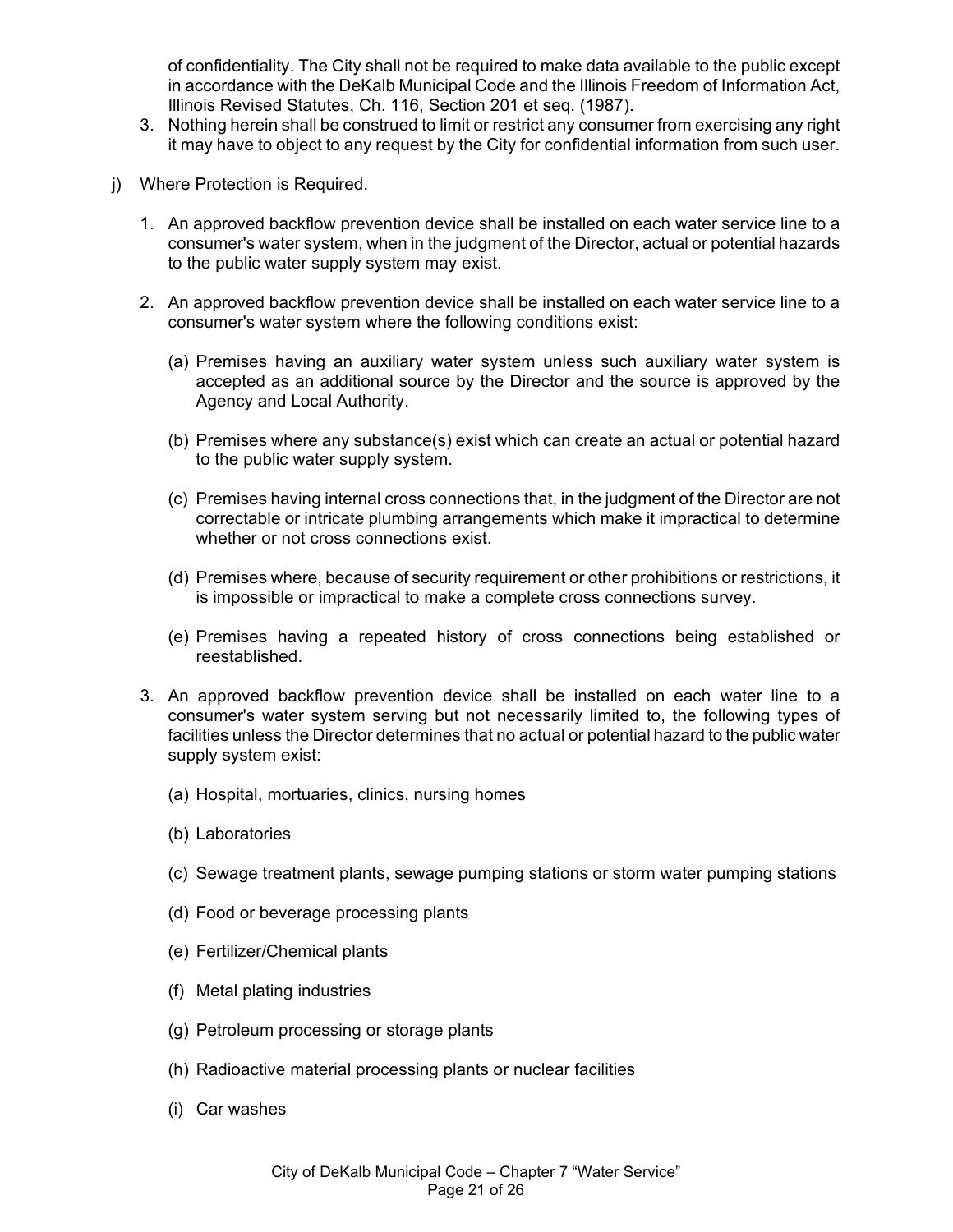of confidentiality. The City shall not be required to make data available to the public except in accordance with the DeKalb Municipal Code and the Illinois Freedom of Information Act, Illinois Revised Statutes, Ch. 116, Section 201 et seq. (1987).

3. Nothing herein shall be construed to limit or restrict any consumer from exercising any right it may have to object to any request by the City for confidential information from such user.

j) Where Protection is Required.

1. An approved backflow prevention device shall be installed on each water service line to a consumer's water system, when in the judgment of the Director, actual or potential hazards to the public water supply system may exist.

2. An approved backflow prevention device shall be installed on each water service line to a consumer's water system where the following conditions exist:

   (a) Premises having an auxiliary water system unless such auxiliary water system is accepted as an additional source by the Director and the source is approved by the Agency and Local Authority.

   (b) Premises where any substance(s) exist which can create an actual or potential hazard to the public water supply system.

   (c) Premises having internal cross connections that, in the judgment of the Director are not correctable or intricate plumbing arrangements which make it impractical to determine whether or not cross connections exist.

   (d) Premises where, because of security requirement or other prohibitions or restrictions, it is impossible or impractical to make a complete cross connections survey.

   (e) Premises having a repeated history of cross connections being established or reestablished.

3. An approved backflow prevention device shall be installed on each water line to a consumer's water system serving but not necessarily limited to, the following types of facilities unless the Director determines that no actual or potential hazard to the public water supply system exist:

   (a) Hospital, mortuaries, clinics, nursing homes

   (b) Laboratories

   (c) Sewage treatment plants, sewage pumping stations or storm water pumping stations

   (d) Food or beverage processing plants

   (e) Fertilizer/Chemical plants

   (f) Metal plating industries

   (g) Petroleum processing or storage plants

   (h) Radioactive material processing plants or nuclear facilities

   (i) Car washes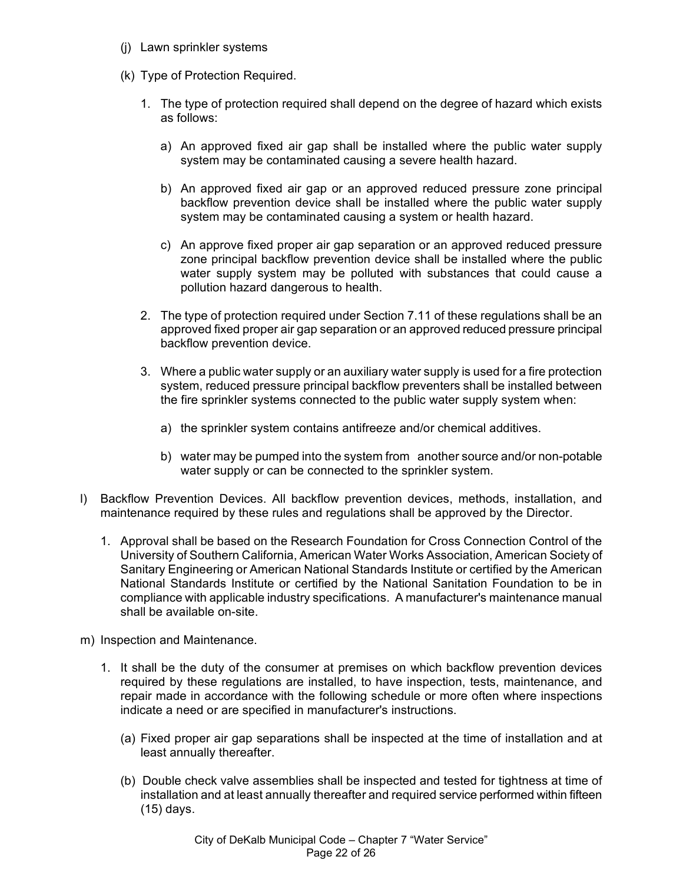(j) Lawn sprinkler systems

(k) Type of Protection Required.

1. The type of protection required shall depend on the degree of hazard which exists as follows:

   a) An approved fixed air gap shall be installed where the public water supply system may be contaminated causing a severe health hazard.

   b) An approved fixed air gap or an approved reduced pressure zone principal backflow prevention device shall be installed where the public water supply system may be contaminated causing a system or health hazard.

   c) An approve fixed proper air gap separation or an approved reduced pressure zone principal backflow prevention device shall be installed where the public water supply system may be polluted with substances that could cause a pollution hazard dangerous to health.

2. The type of protection required under Section 7.11 of these regulations shall be an approved fixed proper air gap separation or an approved reduced pressure principal backflow prevention device.

3. Where a public water supply or an auxiliary water supply is used for a fire protection system, reduced pressure principal backflow preventers shall be installed between the fire sprinkler systems connected to the public water supply system when:

   a) the sprinkler system contains antifreeze and/or chemical additives.

   b) water may be pumped into the system from another source and/or non-potable water supply or can be connected to the sprinkler system.

l) Backflow Prevention Devices. All backflow prevention devices, methods, installation, and maintenance required by these rules and regulations shall be approved by the Director.

1. Approval shall be based on the Research Foundation for Cross Connection Control of the University of Southern California, American Water Works Association, American Society of Sanitary Engineering or American National Standards Institute or certified by the American National Standards Institute or certified by the National Sanitation Foundation to be in compliance with applicable industry specifications. A manufacturer's maintenance manual shall be available on-site.

m) Inspection and Maintenance.

1. It shall be the duty of the consumer at premises on which backflow prevention devices required by these regulations are installed, to have inspection, tests, maintenance, and repair made in accordance with the following schedule or more often where inspections indicate a need or are specified in manufacturer's instructions.

   (a) Fixed proper air gap separations shall be inspected at the time of installation and at least annually thereafter.

   (b) Double check valve assemblies shall be inspected and tested for tightness at time of installation and at least annually thereafter and required service performed within fifteen (15) days.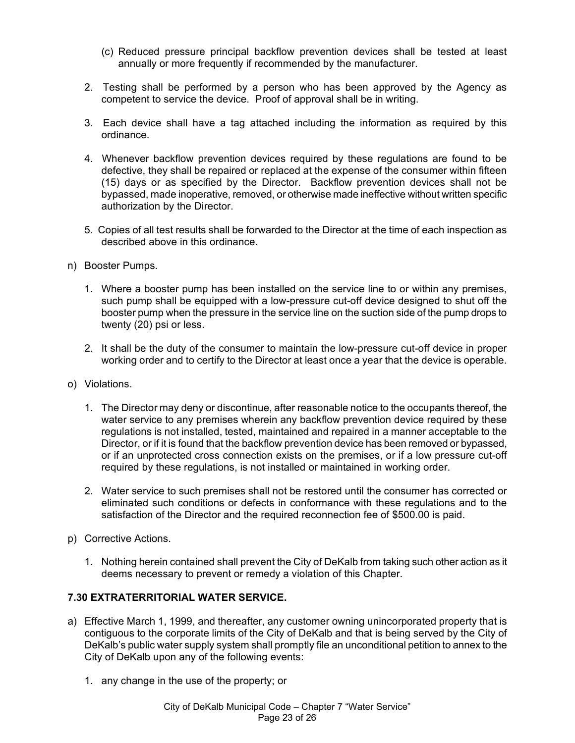(c) Reduced pressure principal backflow prevention devices shall be tested at least annually or more frequently if recommended by the manufacturer.

2. Testing shall be performed by a person who has been approved by the Agency as competent to service the device. Proof of approval shall be in writing.

3. Each device shall have a tag attached including the information as required by this ordinance.

4. Whenever backflow prevention devices required by these regulations are found to be defective, they shall be repaired or replaced at the expense of the consumer within fifteen (15) days or as specified by the Director. Backflow prevention devices shall not be bypassed, made inoperative, removed, or otherwise made ineffective without written specific authorization by the Director.

5. Copies of all test results shall be forwarded to the Director at the time of each inspection as described above in this ordinance.

n) Booster Pumps.

1. Where a booster pump has been installed on the service line to or within any premises, such pump shall be equipped with a low-pressure cut-off device designed to shut off the booster pump when the pressure in the service line on the suction side of the pump drops to twenty (20) psi or less.

2. It shall be the duty of the consumer to maintain the low-pressure cut-off device in proper working order and to certify to the Director at least once a year that the device is operable.

o) Violations.

1. The Director may deny or discontinue, after reasonable notice to the occupants thereof, the water service to any premises wherein any backflow prevention device required by these regulations is not installed, tested, maintained and repaired in a manner acceptable to the Director, or if it is found that the backflow prevention device has been removed or bypassed, or if an unprotected cross connection exists on the premises, or if a low pressure cut-off required by these regulations, is not installed or maintained in working order.

2. Water service to such premises shall not be restored until the consumer has corrected or eliminated such conditions or defects in conformance with these regulations and to the satisfaction of the Director and the required reconnection fee of $500.00 is paid.

p) Corrective Actions.

1. Nothing herein contained shall prevent the City of DeKalb from taking such other action as it deems necessary to prevent or remedy a violation of this Chapter.

## 7.30 EXTRATERRITORIAL WATER SERVICE.

a) Effective March 1, 1999, and thereafter, any customer owning unincorporated property that is contiguous to the corporate limits of the City of DeKalb and that is being served by the City of DeKalb's public water supply system shall promptly file an unconditional petition to annex to the City of DeKalb upon any of the following events:

1. any change in the use of the property; or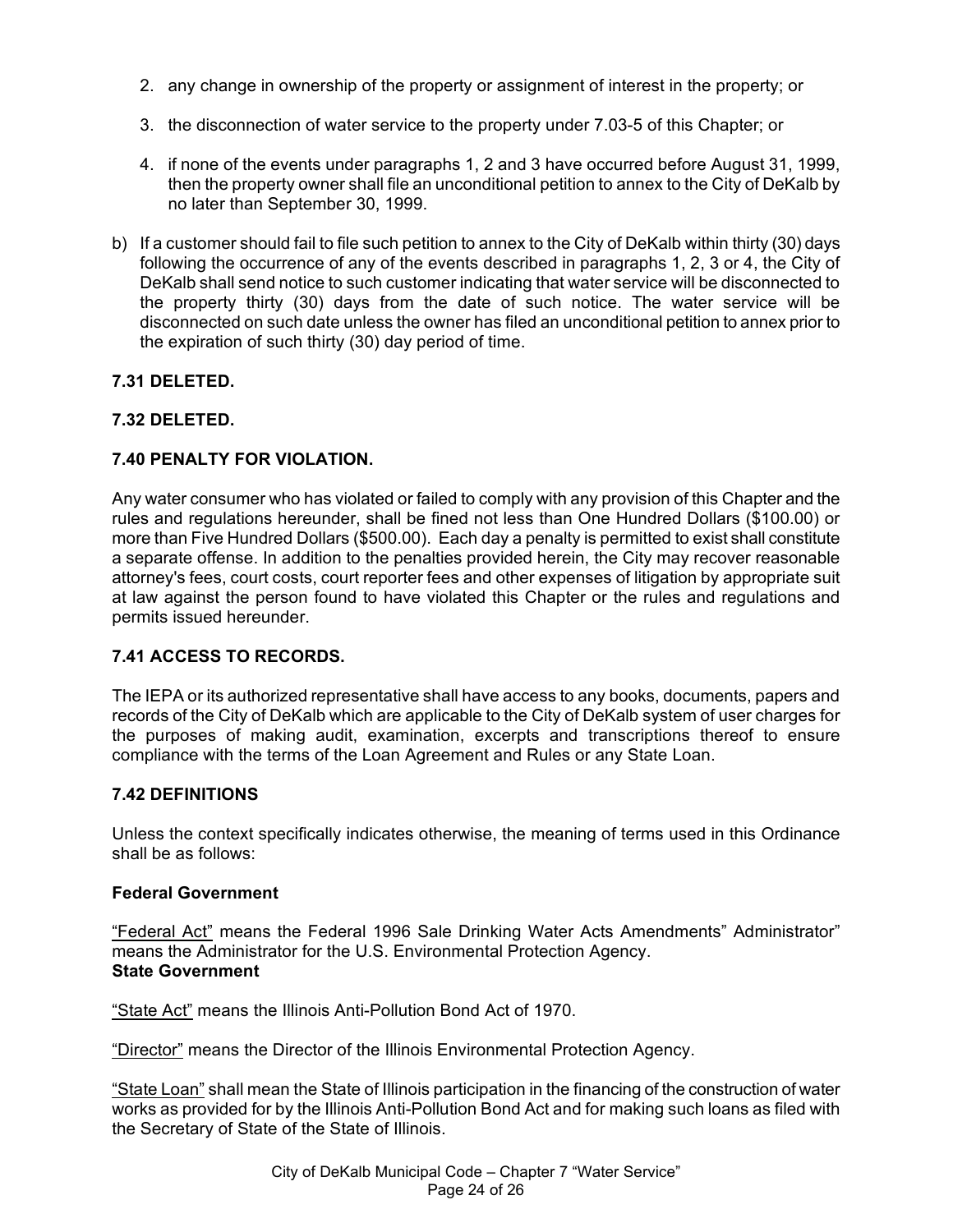2. any change in ownership of the property or assignment of interest in the property; or

3. the disconnection of water service to the property under 7.03-5 of this Chapter; or

4. if none of the events under paragraphs 1, 2 and 3 have occurred before August 31, 1999, then the property owner shall file an unconditional petition to annex to the City of DeKalb by no later than September 30, 1999.

b) If a customer should fail to file such petition to annex to the City of DeKalb within thirty (30) days following the occurrence of any of the events described in paragraphs 1, 2, 3 or 4, the City of DeKalb shall send notice to such customer indicating that water service will be disconnected to the property thirty (30) days from the date of such notice. The water service will be disconnected on such date unless the owner has filed an unconditional petition to annex prior to the expiration of such thirty (30) day period of time.

**7.31 DELETED.**

**7.32 DELETED.**

**7.40 PENALTY FOR VIOLATION.**

Any water consumer who has violated or failed to comply with any provision of this Chapter and the rules and regulations hereunder, shall be fined not less than One Hundred Dollars ($100.00) or more than Five Hundred Dollars ($500.00). Each day a penalty is permitted to exist shall constitute a separate offense. In addition to the penalties provided herein, the City may recover reasonable attorney's fees, court costs, court reporter fees and other expenses of litigation by appropriate suit at law against the person found to have violated this Chapter or the rules and regulations and permits issued hereunder.

**7.41 ACCESS TO RECORDS.**

The IEPA or its authorized representative shall have access to any books, documents, papers and records of the City of DeKalb which are applicable to the City of DeKalb system of user charges for the purposes of making audit, examination, excerpts and transcriptions thereof to ensure compliance with the terms of the Loan Agreement and Rules or any State Loan.

**7.42 DEFINITIONS**

Unless the context specifically indicates otherwise, the meaning of terms used in this Ordinance shall be as follows:

**Federal Government**

"Federal Act" means the Federal 1996 Sale Drinking Water Acts Amendments" Administrator" means the Administrator for the U.S. Environmental Protection Agency.

**State Government**

"State Act" means the Illinois Anti-Pollution Bond Act of 1970.

"Director" means the Director of the Illinois Environmental Protection Agency.

"State Loan" shall mean the State of Illinois participation in the financing of the construction of water works as provided for by the Illinois Anti-Pollution Bond Act and for making such loans as filed with the Secretary of State of the State of Illinois.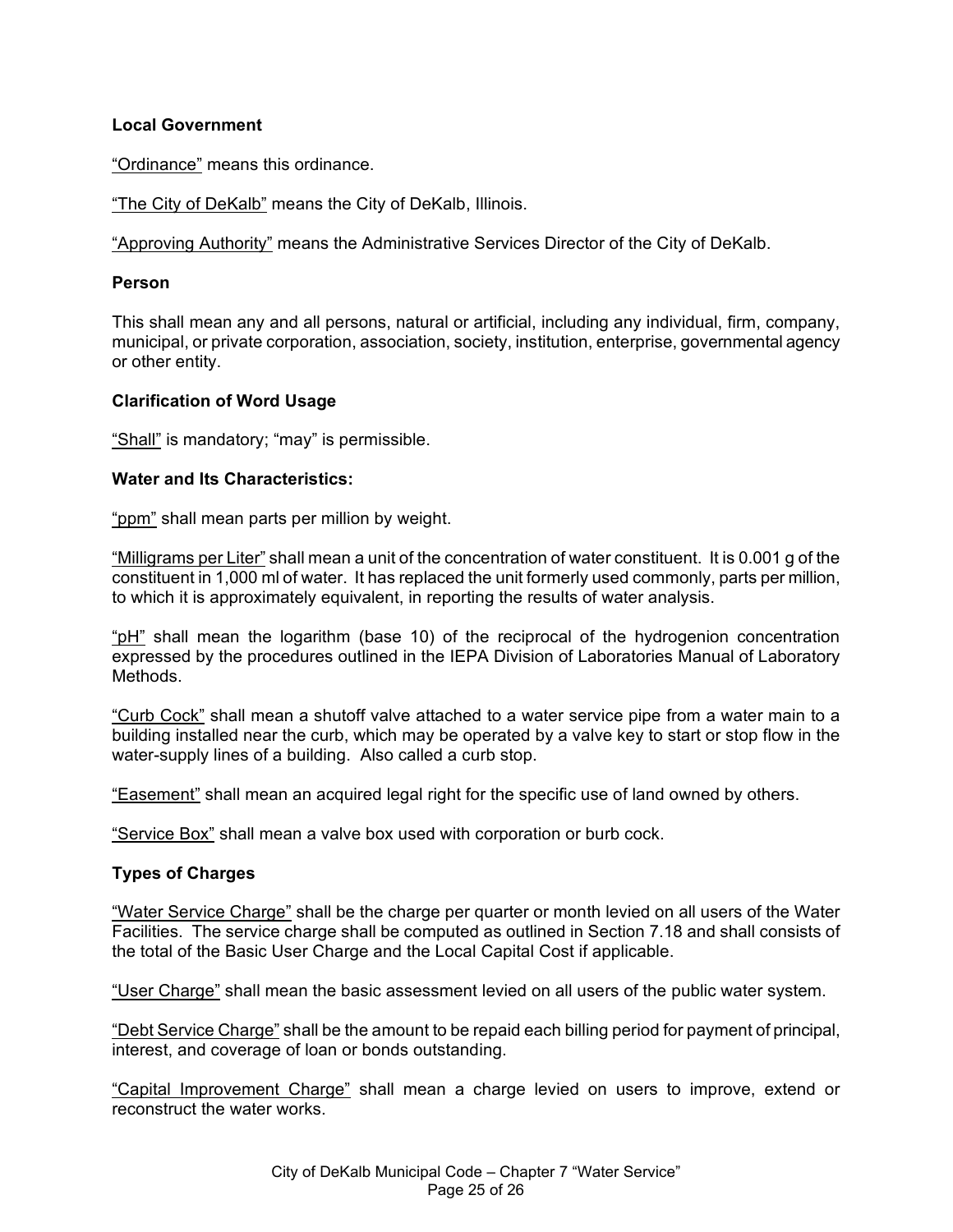**Local Government**

"Ordinance" means this ordinance.

"The City of DeKalb" means the City of DeKalb, Illinois.

"Approving Authority" means the Administrative Services Director of the City of DeKalb.

**Person**

This shall mean any and all persons, natural or artificial, including any individual, firm, company, municipal, or private corporation, association, society, institution, enterprise, governmental agency or other entity.

**Clarification of Word Usage**

"Shall" is mandatory; "may" is permissible.

**Water and Its Characteristics:**

"ppm" shall mean parts per million by weight.

"Milligrams per Liter" shall mean a unit of the concentration of water constituent. It is 0.001 g of the constituent in 1,000 ml of water. It has replaced the unit formerly used commonly, parts per million, to which it is approximately equivalent, in reporting the results of water analysis.

"pH" shall mean the logarithm (base 10) of the reciprocal of the hydrogenion concentration expressed by the procedures outlined in the IEPA Division of Laboratories Manual of Laboratory Methods.

"Curb Cock" shall mean a shutoff valve attached to a water service pipe from a water main to a building installed near the curb, which may be operated by a valve key to start or stop flow in the water-supply lines of a building. Also called a curb stop.

"Easement" shall mean an acquired legal right for the specific use of land owned by others.

"Service Box" shall mean a valve box used with corporation or burb cock.

**Types of Charges**

"Water Service Charge" shall be the charge per quarter or month levied on all users of the Water Facilities. The service charge shall be computed as outlined in Section 7.18 and shall consists of the total of the Basic User Charge and the Local Capital Cost if applicable.

"User Charge" shall mean the basic assessment levied on all users of the public water system.

"Debt Service Charge" shall be the amount to be repaid each billing period for payment of principal, interest, and coverage of loan or bonds outstanding.

"Capital Improvement Charge" shall mean a charge levied on users to improve, extend or reconstruct the water works.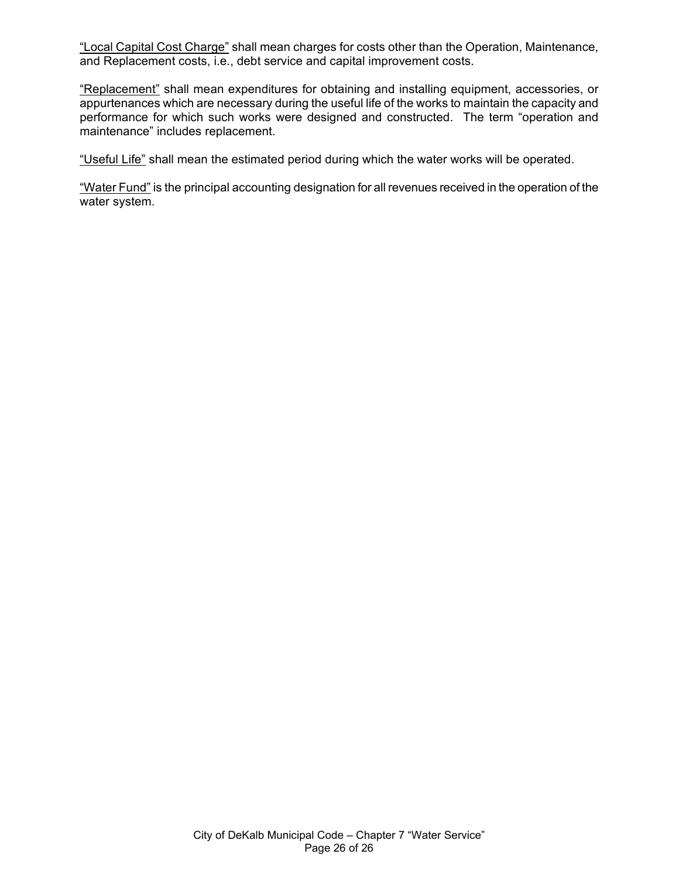<u>"Local Capital Cost Charge"</u> shall mean charges for costs other than the Operation, Maintenance, and Replacement costs, i.e., debt service and capital improvement costs.

<u>"Replacement"</u> shall mean expenditures for obtaining and installing equipment, accessories, or appurtenances which are necessary during the useful life of the works to maintain the capacity and performance for which such works were designed and constructed. The term "operation and maintenance" includes replacement.

<u>"Useful Life"</u> shall mean the estimated period during which the water works will be operated.

<u>"Water Fund"</u> is the principal accounting designation for all revenues received in the operation of the water system.